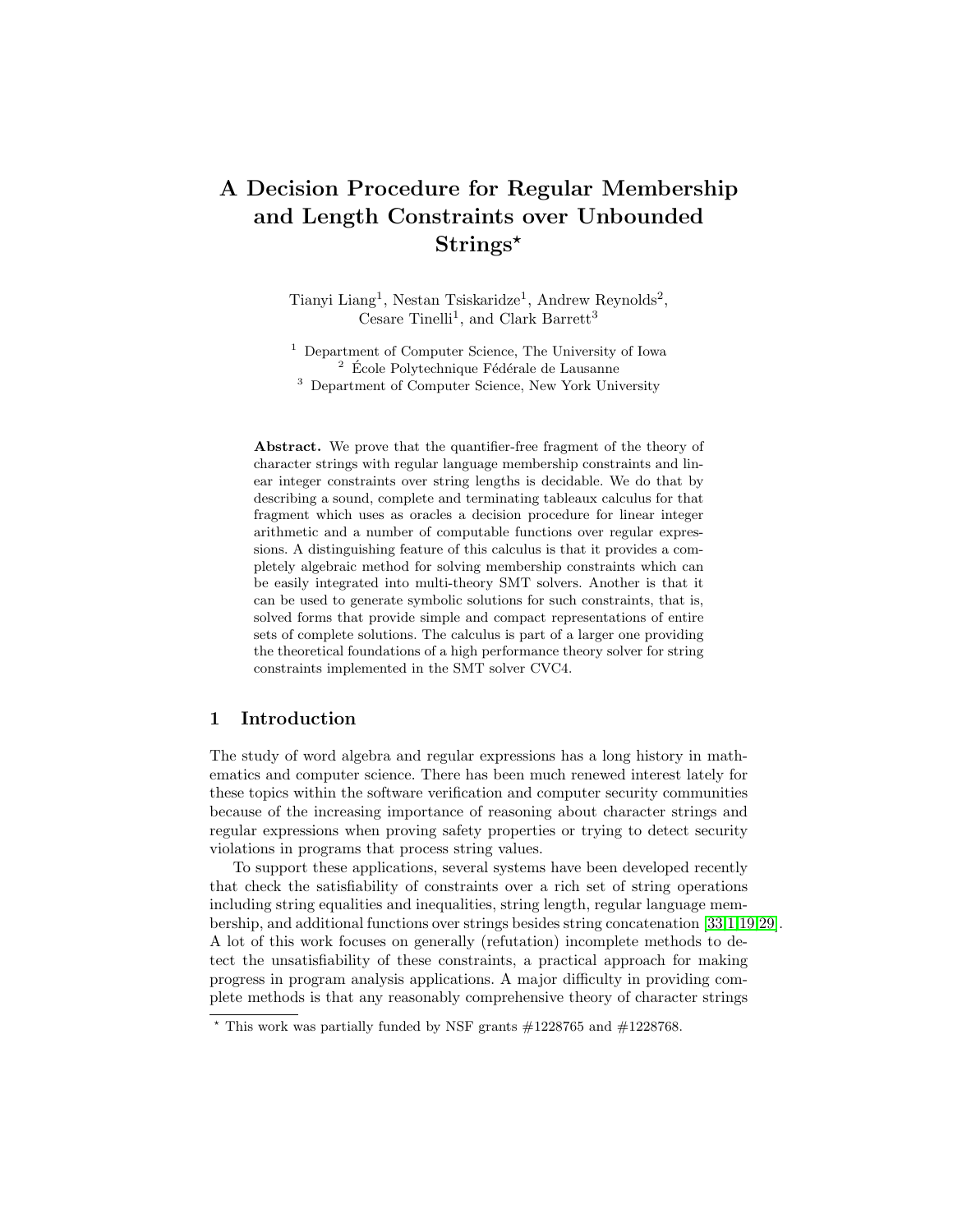# A Decision Procedure for Regular Membership and Length Constraints over Unbounded Strings*

Tianyi Liang[1], Nestan Tsiskaridze[1], Andrew Reynolds[2], Cesare Tinelli[1], and Clark Barrett[3]

[1] Department of Computer Science, The University of Iowa
[2] École Polytechnique Fédérale de Lausanne
[3] Department of Computer Science, New York University

**Abstract.** We prove that the quantifier-free fragment of the theory of character strings with regular language membership constraints and linear integer constraints over string lengths is decidable. We do that by describing a sound, complete and terminating tableaux calculus for that fragment which uses as oracles a decision procedure for linear integer arithmetic and a number of computable functions over regular expressions. A distinguishing feature of this calculus is that it provides a completely algebraic method for solving membership constraints which can be easily integrated into multi-theory SMT solvers. Another is that it can be used to generate symbolic solutions for such constraints, that is, solved forms that provide simple and compact representations of entire sets of complete solutions. The calculus is part of a larger one providing the theoretical foundations of a high performance theory solver for string constraints implemented in the SMT solver CVC4.

## 1 Introduction

The study of word algebra and regular expressions has a long history in mathematics and computer science. There has been much renewed interest lately for these topics within the software verification and computer security communities because of the increasing importance of reasoning about character strings and regular expressions when proving safety properties or trying to detect security violations in programs that process string values.

To support these applications, several systems have been developed recently that check the satisfiability of constraints over a rich set of string operations including string equalities and inequalities, string length, regular language membership, and additional functions over strings besides string concatenation [33,1,19,29]. A lot of this work focuses on generally (refutation) incomplete methods to detect the unsatisfiability of these constraints, a practical approach for making progress in program analysis applications. A major difficulty in providing complete methods is that any reasonably comprehensive theory of character strings

* This work was partially funded by NSF grants #1228765 and #1228768.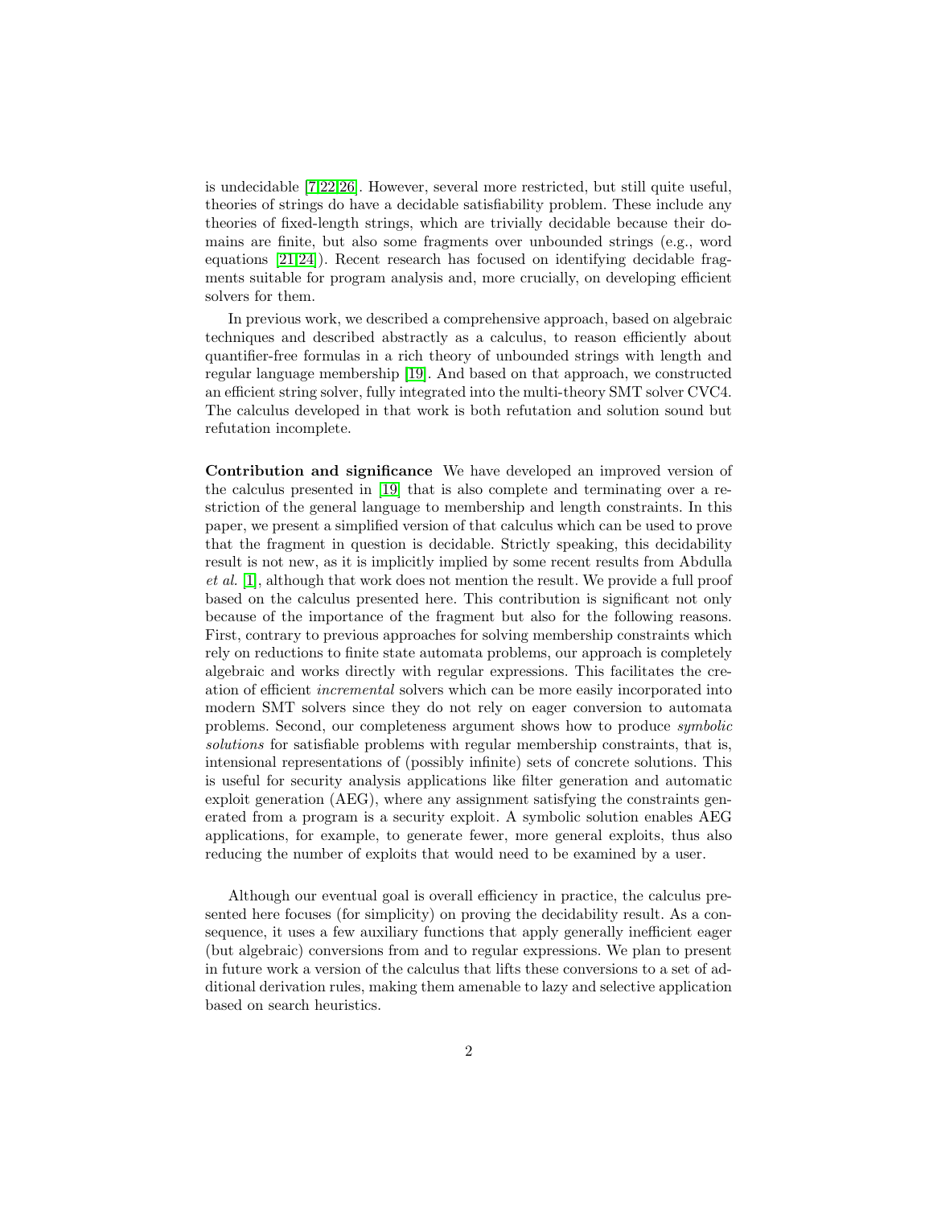is undecidable [7,22,26]. However, several more restricted, but still quite useful, theories of strings do have a decidable satisfiability problem. These include any theories of fixed-length strings, which are trivially decidable because their domains are finite, but also some fragments over unbounded strings (e.g., word equations [21,24]). Recent research has focused on identifying decidable fragments suitable for program analysis and, more crucially, on developing efficient solvers for them.

In previous work, we described a comprehensive approach, based on algebraic techniques and described abstractly as a calculus, to reason efficiently about quantifier-free formulas in a rich theory of unbounded strings with length and regular language membership [19]. And based on that approach, we constructed an efficient string solver, fully integrated into the multi-theory SMT solver CVC4. The calculus developed in that work is both refutation and solution sound but refutation incomplete.

**Contribution and significance** We have developed an improved version of the calculus presented in [19] that is also complete and terminating over a restriction of the general language to membership and length constraints. In this paper, we present a simplified version of that calculus which can be used to prove that the fragment in question is decidable. Strictly speaking, this decidability result is not new, as it is implicitly implied by some recent results from Abdulla *et al.* [1], although that work does not mention the result. We provide a full proof based on the calculus presented here. This contribution is significant not only because of the importance of the fragment but also for the following reasons. First, contrary to previous approaches for solving membership constraints which rely on reductions to finite state automata problems, our approach is completely algebraic and works directly with regular expressions. This facilitates the creation of efficient *incremental* solvers which can be more easily incorporated into modern SMT solvers since they do not rely on eager conversion to automata problems. Second, our completeness argument shows how to produce *symbolic solutions* for satisfiable problems with regular membership constraints, that is, intensional representations of (possibly infinite) sets of concrete solutions. This is useful for security analysis applications like filter generation and automatic exploit generation (AEG), where any assignment satisfying the constraints generated from a program is a security exploit. A symbolic solution enables AEG applications, for example, to generate fewer, more general exploits, thus also reducing the number of exploits that would need to be examined by a user.

Although our eventual goal is overall efficiency in practice, the calculus presented here focuses (for simplicity) on proving the decidability result. As a consequence, it uses a few auxiliary functions that apply generally inefficient eager (but algebraic) conversions from and to regular expressions. We plan to present in future work a version of the calculus that lifts these conversions to a set of additional derivation rules, making them amenable to lazy and selective application based on search heuristics.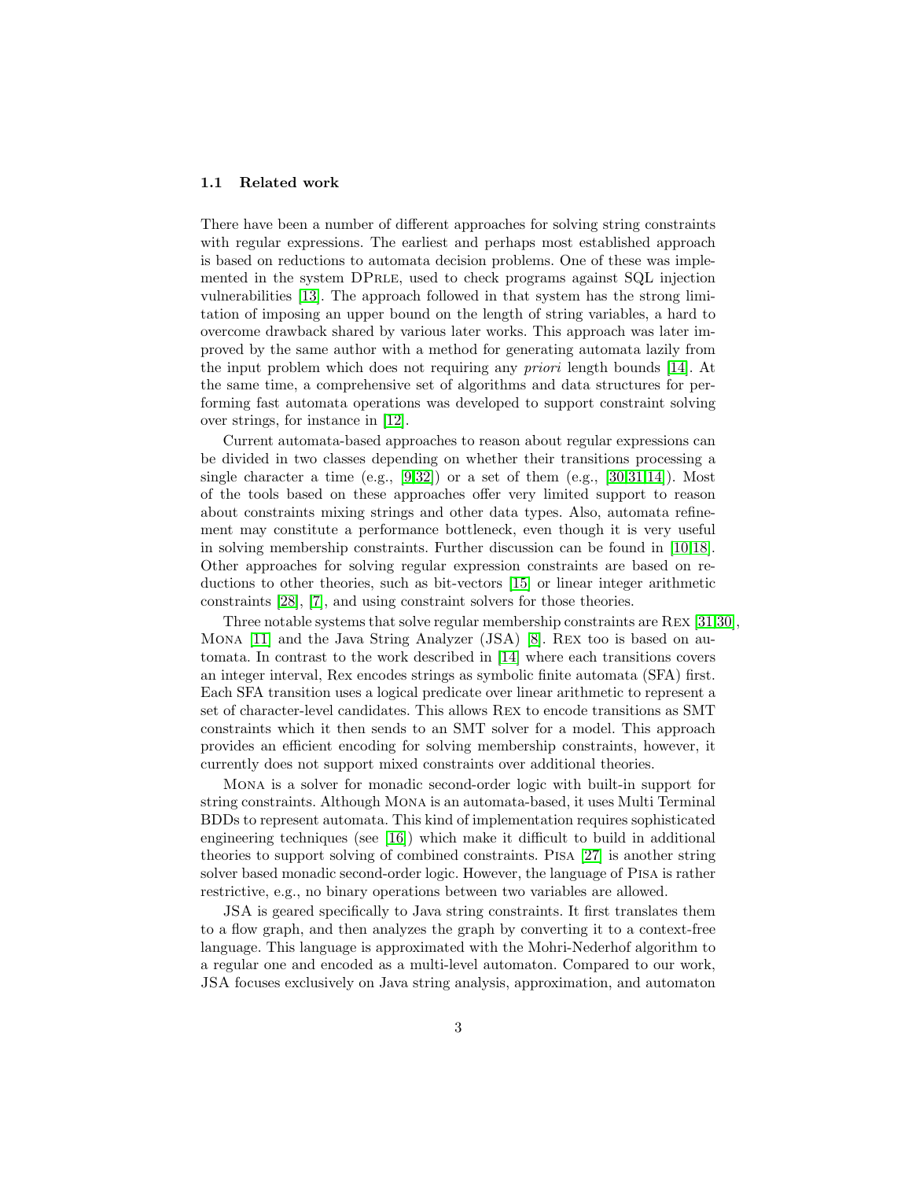### 1.1 Related work

There have been a number of different approaches for solving string constraints with regular expressions. The earliest and perhaps most established approach is based on reductions to automata decision problems. One of these was implemented in the system DPrle, used to check programs against SQL injection vulnerabilities [13]. The approach followed in that system has the strong limitation of imposing an upper bound on the length of string variables, a hard to overcome drawback shared by various later works. This approach was later improved by the same author with a method for generating automata lazily from the input problem which does not requiring any *priori* length bounds [14]. At the same time, a comprehensive set of algorithms and data structures for performing fast automata operations was developed to support constraint solving over strings, for instance in [12].

Current automata-based approaches to reason about regular expressions can be divided in two classes depending on whether their transitions processing a single character a time (e.g., [9,32]) or a set of them (e.g., [30,31,14]). Most of the tools based on these approaches offer very limited support to reason about constraints mixing strings and other data types. Also, automata refinement may constitute a performance bottleneck, even though it is very useful in solving membership constraints. Further discussion can be found in [10,18]. Other approaches for solving regular expression constraints are based on reductions to other theories, such as bit-vectors [15] or linear integer arithmetic constraints [28], [7], and using constraint solvers for those theories.

Three notable systems that solve regular membership constraints are Rex [31,30], Mona [11] and the Java String Analyzer (JSA) [8]. Rex too is based on automata. In contrast to the work described in [14] where each transitions covers an integer interval, Rex encodes strings as symbolic finite automata (SFA) first. Each SFA transition uses a logical predicate over linear arithmetic to represent a set of character-level candidates. This allows Rex to encode transitions as SMT constraints which it then sends to an SMT solver for a model. This approach provides an efficient encoding for solving membership constraints, however, it currently does not support mixed constraints over additional theories.

Mona is a solver for monadic second-order logic with built-in support for string constraints. Although Mona is an automata-based, it uses Multi Terminal BDDs to represent automata. This kind of implementation requires sophisticated engineering techniques (see [16]) which make it difficult to build in additional theories to support solving of combined constraints. Pisa [27] is another string solver based monadic second-order logic. However, the language of Pisa is rather restrictive, e.g., no binary operations between two variables are allowed.

JSA is geared specifically to Java string constraints. It first translates them to a flow graph, and then analyzes the graph by converting it to a context-free language. This language is approximated with the Mohri-Nederhof algorithm to a regular one and encoded as a multi-level automaton. Compared to our work, JSA focuses exclusively on Java string analysis, approximation, and automaton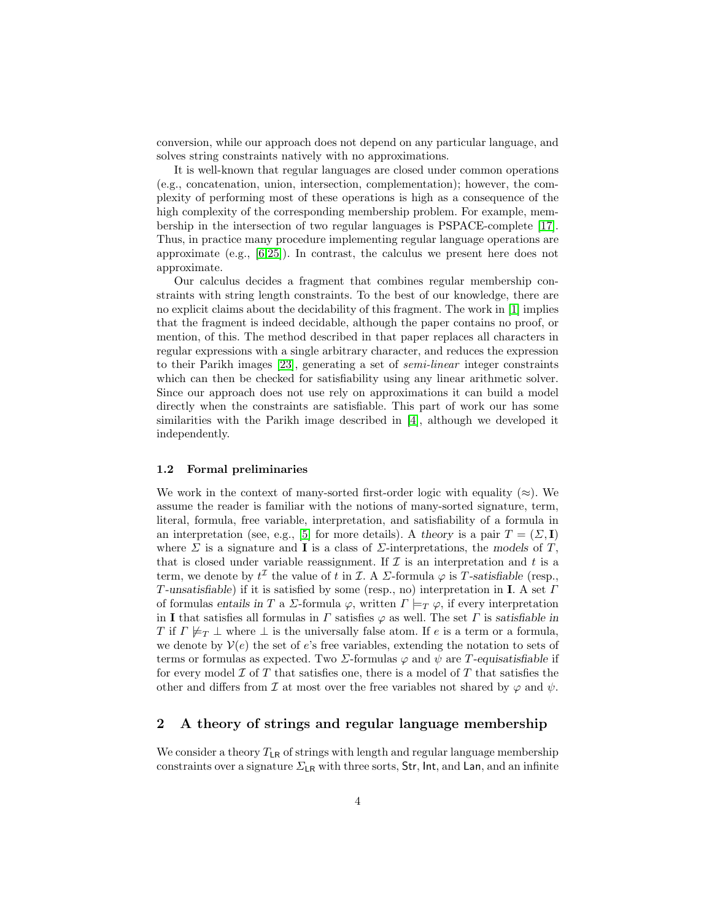conversion, while our approach does not depend on any particular language, and solves string constraints natively with no approximations.

It is well-known that regular languages are closed under common operations (e.g., concatenation, union, intersection, complementation); however, the complexity of performing most of these operations is high as a consequence of the high complexity of the corresponding membership problem. For example, membership in the intersection of two regular languages is PSPACE-complete [17]. Thus, in practice many procedure implementing regular language operations are approximate (e.g., [6,25]). In contrast, the calculus we present here does not approximate.

Our calculus decides a fragment that combines regular membership constraints with string length constraints. To the best of our knowledge, there are no explicit claims about the decidability of this fragment. The work in [1] implies that the fragment is indeed decidable, although the paper contains no proof, or mention, of this. The method described in that paper replaces all characters in regular expressions with a single arbitrary character, and reduces the expression to their Parikh images [23], generating a set of *semi-linear* integer constraints which can then be checked for satisfiability using any linear arithmetic solver. Since our approach does not use rely on approximations it can build a model directly when the constraints are satisfiable. This part of work our has some similarities with the Parikh image described in [4], although we developed it independently.

### 1.2 Formal preliminaries

We work in the context of many-sorted first-order logic with equality ($\approx$). We assume the reader is familiar with the notions of many-sorted signature, term, literal, formula, free variable, interpretation, and satisfiability of a formula in an interpretation (see, e.g., [5] for more details). A *theory* is a pair $T = (\Sigma, \mathbf{I})$ where $\Sigma$ is a signature and $\mathbf{I}$ is a class of $\Sigma$-interpretations, the *models* of $T$, that is closed under variable reassignment. If $\mathcal{I}$ is an interpretation and $t$ is a term, we denote by $t^{\mathcal{I}}$ the value of $t$ in $\mathcal{I}$. A $\Sigma$-formula $\varphi$ is *$T$-satisfiable* (resp., *$T$-unsatisfiable*) if it is satisfied by some (resp., no) interpretation in $\mathbf{I}$. A set $\Gamma$ of formulas *entails in $T$* a $\Sigma$-formula $\varphi$, written $\Gamma \models_T \varphi$, if every interpretation in $\mathbf{I}$ that satisfies all formulas in $\Gamma$ satisfies $\varphi$ as well. The set $\Gamma$ is *satisfiable in $T$* if $\Gamma \not\models_T \bot$ where $\bot$ is the universally false atom. If $e$ is a term or a formula, we denote by $\mathcal{V}(e)$ the set of $e$'s free variables, extending the notation to sets of terms or formulas as expected. Two $\Sigma$-formulas $\varphi$ and $\psi$ are *$T$-equisatisfiable* if for every model $\mathcal{I}$ of $T$ that satisfies one, there is a model of $T$ that satisfies the other and differs from $\mathcal{I}$ at most over the free variables not shared by $\varphi$ and $\psi$.

## 2 A theory of strings and regular language membership

We consider a theory $T_{\mathsf{LR}}$ of strings with length and regular language membership constraints over a signature $\Sigma_{\mathsf{LR}}$ with three sorts, $\mathsf{Str}$, $\mathsf{Int}$, and $\mathsf{Lan}$, and an infinite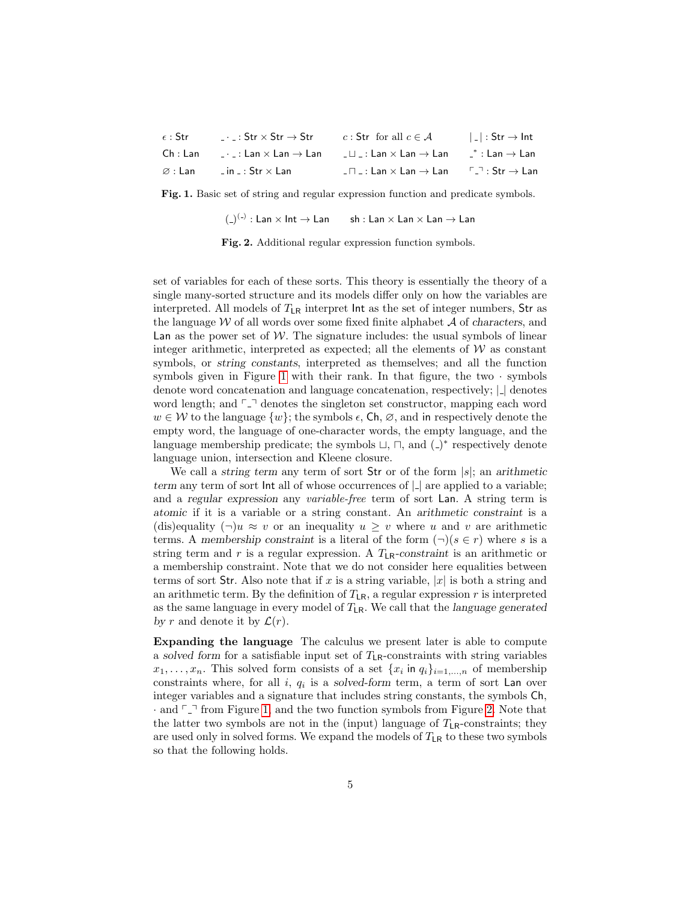| | | | |
|---|---|---|---|
| $\epsilon : \mathsf{Str}$ | $\_ \cdot \_ : \mathsf{Str} \times \mathsf{Str} \to \mathsf{Str}$ | $c : \mathsf{Str}$ for all $c \in \mathcal{A}$ | $\lvert \_ \rvert : \mathsf{Str} \to \mathsf{Int}$ |
| $\mathsf{Ch} : \mathsf{Lan}$ | $\_ \cdot \_ : \mathsf{Lan} \times \mathsf{Lan} \to \mathsf{Lan}$ | $\_ \sqcup \_ : \mathsf{Lan} \times \mathsf{Lan} \to \mathsf{Lan}$ | $\_^* : \mathsf{Lan} \to \mathsf{Lan}$ |
| $\varnothing : \mathsf{Lan}$ | $\_ \mathsf{~in~} \_ : \mathsf{Str} \times \mathsf{Lan}$ | $\_ \sqcap \_ : \mathsf{Lan} \times \mathsf{Lan} \to \mathsf{Lan}$ | $\ulcorner \_ \urcorner : \mathsf{Str} \to \mathsf{Lan}$ |

**Fig. 1.** Basic set of string and regular expression function and predicate symbols.

$$(\_)^{(\_)} : \mathsf{Lan} \times \mathsf{Int} \to \mathsf{Lan} \qquad \mathsf{sh} : \mathsf{Lan} \times \mathsf{Lan} \times \mathsf{Lan} \to \mathsf{Lan}$$

**Fig. 2.** Additional regular expression function symbols.

set of variables for each of these sorts. This theory is essentially the theory of a single many-sorted structure and its models differ only on how the variables are interpreted. All models of $T_{\mathsf{LR}}$ interpret $\mathsf{Int}$ as the set of integer numbers, $\mathsf{Str}$ as the language $\mathcal{W}$ of all words over some fixed finite alphabet $\mathcal{A}$ of *characters*, and $\mathsf{Lan}$ as the power set of $\mathcal{W}$. The signature includes: the usual symbols of linear integer arithmetic, interpreted as expected; all the elements of $\mathcal{W}$ as constant symbols, or *string constants*, interpreted as themselves; and all the function symbols given in Figure 1 with their rank. In that figure, the two $\cdot$ symbols denote word concatenation and language concatenation, respectively; $|\_|$ denotes word length; and $\ulcorner\_\urcorner$ denotes the singleton set constructor, mapping each word $w \in \mathcal{W}$ to the language $\{w\}$; the symbols $\epsilon$, $\mathsf{Ch}$, $\varnothing$, and $\mathsf{in}$ respectively denote the empty word, the language of one-character words, the empty language, and the language membership predicate; the symbols $\sqcup$, $\sqcap$, and $(\_)^*$ respectively denote language union, intersection and Kleene closure.

We call a *string term* any term of sort $\mathsf{Str}$ or of the form $|s|$; an *arithmetic term* any term of sort $\mathsf{Int}$ all of whose occurrences of $|\_|$ are applied to a variable; and a *regular expression* any *variable-free* term of sort $\mathsf{Lan}$. A string term is *atomic* if it is a variable or a string constant. An *arithmetic constraint* is a (dis)equality $(\neg)u \approx v$ or an inequality $u \geq v$ where $u$ and $v$ are arithmetic terms. A *membership constraint* is a literal of the form $(\neg)(s \in r)$ where $s$ is a string term and $r$ is a regular expression. A $T_{\mathsf{LR}}$*-constraint* is an arithmetic or a membership constraint. Note that we do not consider here equalities between terms of sort $\mathsf{Str}$. Also note that if $x$ is a string variable, $|x|$ is both a string and an arithmetic term. By the definition of $T_{\mathsf{LR}}$, a regular expression $r$ is interpreted as the same language in every model of $T_{\mathsf{LR}}$. We call that the *language generated by* $r$ and denote it by $\mathcal{L}(r)$.

**Expanding the language** The calculus we present later is able to compute a *solved form* for a satisfiable input set of $T_{\mathsf{LR}}$-constraints with string variables $x_1, \ldots, x_n$. This solved form consists of a set $\{x_i \mathsf{~in~} q_i\}_{i=1,\ldots,n}$ of membership constraints where, for all $i$, $q_i$ is a *solved-form* term, a term of sort $\mathsf{Lan}$ over integer variables and a signature that includes string constants, the symbols $\mathsf{Ch}$, $\cdot$ and $\ulcorner\_\urcorner$ from Figure 1, and the two function symbols from Figure 2. Note that the latter two symbols are not in the (input) language of $T_{\mathsf{LR}}$-constraints; they are used only in solved forms. We expand the models of $T_{\mathsf{LR}}$ to these two symbols so that the following holds.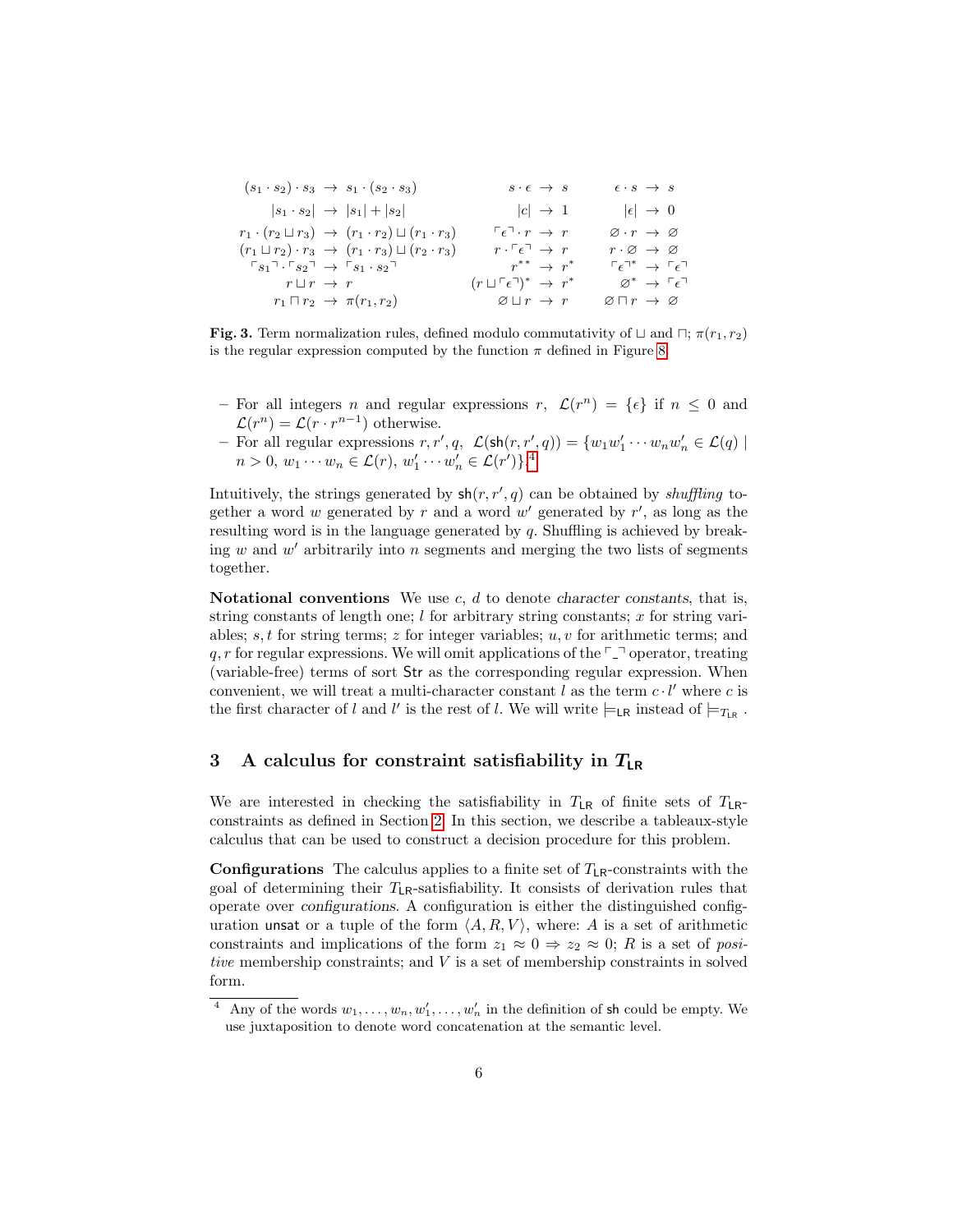$$
\begin{array}{rclrclrcl}
(s_1 \cdot s_2) \cdot s_3 & \to & s_1 \cdot (s_2 \cdot s_3) & s \cdot \epsilon & \to & s & \epsilon \cdot s & \to & s \\
|s_1 \cdot s_2| & \to & |s_1| + |s_2| & |c| & \to & 1 & |\epsilon| & \to & 0 \\
r_1 \cdot (r_2 \sqcup r_3) & \to & (r_1 \cdot r_2) \sqcup (r_1 \cdot r_3) & \ulcorner\epsilon\urcorner \cdot r & \to & r & \varnothing \cdot r & \to & \varnothing \\
(r_1 \sqcup r_2) \cdot r_3 & \to & (r_1 \cdot r_3) \sqcup (r_2 \cdot r_3) & r \cdot \ulcorner\epsilon\urcorner & \to & r & r \cdot \varnothing & \to & \varnothing \\
\ulcorner s_1 \urcorner \cdot \ulcorner s_2 \urcorner & \to & \ulcorner s_1 \cdot s_2 \urcorner & r^{**} & \to & r^* & \ulcorner\epsilon\urcorner^* & \to & \ulcorner\epsilon\urcorner \\
r \sqcup r & \to & r & (r \sqcup \ulcorner\epsilon\urcorner)^* & \to & r^* & \varnothing^* & \to & \ulcorner\epsilon\urcorner \\
r_1 \sqcap r_2 & \to & \pi(r_1, r_2) & \varnothing \sqcup r & \to & r & \varnothing \sqcap r & \to & \varnothing
\end{array}
$$

**Fig. 3.** Term normalization rules, defined modulo commutativity of $\sqcup$ and $\sqcap$; $\pi(r_1, r_2)$ is the regular expression computed by the function $\pi$ defined in Figure 8.

- For all integers $n$ and regular expressions $r$, $\mathcal{L}(r^n) = \{\epsilon\}$ if $n \leq 0$ and $\mathcal{L}(r^n) = \mathcal{L}(r \cdot r^{n-1})$ otherwise.
- For all regular expressions $r, r', q$, $\mathcal{L}(\mathsf{sh}(r, r', q)) = \{w_1 w'_1 \cdots w_n w'_n \in \mathcal{L}(q) \mid n > 0,\ w_1 \cdots w_n \in \mathcal{L}(r),\ w'_1 \cdots w'_n \in \mathcal{L}(r')\}$.[4]

Intuitively, the strings generated by $\mathsf{sh}(r, r', q)$ can be obtained by *shuffling* together a word $w$ generated by $r$ and a word $w'$ generated by $r'$, as long as the resulting word is in the language generated by $q$. Shuffling is achieved by breaking $w$ and $w'$ arbitrarily into $n$ segments and merging the two lists of segments together.

**Notational conventions** We use $c$, $d$ to denote *character constants*, that is, string constants of length one; $l$ for arbitrary string constants; $x$ for string variables; $s, t$ for string terms; $z$ for integer variables; $u, v$ for arithmetic terms; and $q, r$ for regular expressions. We will omit applications of the $\ulcorner\_\urcorner$ operator, treating (variable-free) terms of sort $\mathsf{Str}$ as the corresponding regular expression. When convenient, we will treat a multi-character constant $l$ as the term $c \cdot l'$ where $c$ is the first character of $l$ and $l'$ is the rest of $l$. We will write $\models_{\mathsf{LR}}$ instead of $\models_{T_{\mathsf{LR}}}$.

## 3 A calculus for constraint satisfiability in $T_{\mathsf{LR}}$

We are interested in checking the satisfiability in $T_{\mathsf{LR}}$ of finite sets of $T_{\mathsf{LR}}$-constraints as defined in Section 2. In this section, we describe a tableaux-style calculus that can be used to construct a decision procedure for this problem.

**Configurations** The calculus applies to a finite set of $T_{\mathsf{LR}}$-constraints with the goal of determining their $T_{\mathsf{LR}}$-satisfiability. It consists of derivation rules that operate over *configurations*. A configuration is either the distinguished configuration $\mathsf{unsat}$ or a tuple of the form $\langle A, R, V \rangle$, where: $A$ is a set of arithmetic constraints and implications of the form $z_1 \approx 0 \Rightarrow z_2 \approx 0$; $R$ is a set of *positive* membership constraints; and $V$ is a set of membership constraints in solved form.

[4] Any of the words $w_1, \ldots, w_n, w'_1, \ldots, w'_n$ in the definition of $\mathsf{sh}$ could be empty. We use juxtaposition to denote word concatenation at the semantic level.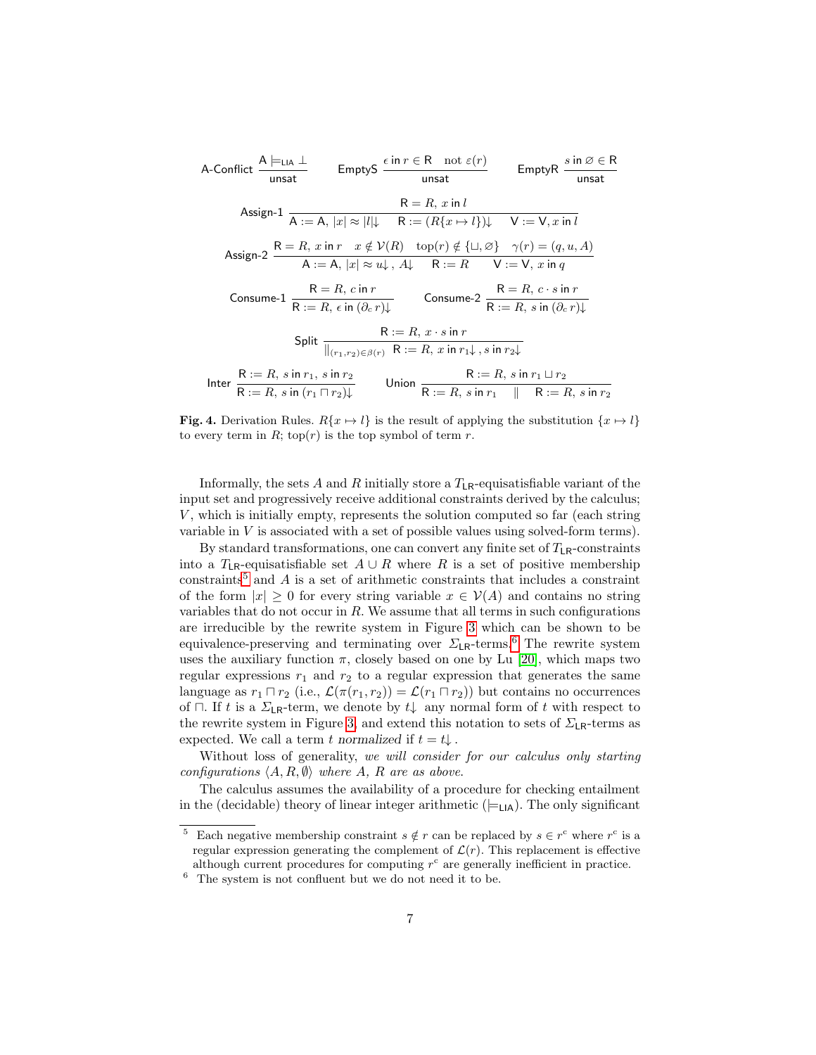$$\text{A-Conflict}\ \frac{\mathsf{A} \models_{\mathsf{LIA}} \bot}{\mathsf{unsat}} \qquad \text{EmptyS}\ \frac{\epsilon \ \mathsf{in}\ r \in \mathsf{R} \quad \text{not } \varepsilon(r)}{\mathsf{unsat}} \qquad \text{EmptyR}\ \frac{s \ \mathsf{in}\ \varnothing \in \mathsf{R}}{\mathsf{unsat}}$$

$$\text{Assign-1}\ \frac{\mathsf{R} = R,\ x \ \mathsf{in}\ l}{\mathsf{A} := \mathsf{A},\ |x| \approx |l|{\downarrow} \quad \mathsf{R} := (R\{x \mapsto l\}){\downarrow} \quad \mathsf{V} := \mathsf{V}, x \ \mathsf{in}\ l}$$

$$\text{Assign-2}\ \frac{\mathsf{R} = R,\ x \ \mathsf{in}\ r \quad x \notin \mathcal{V}(R) \quad \mathrm{top}(r) \notin \{\sqcup, \varnothing\} \quad \gamma(r) = (q, u, A)}{\mathsf{A} := \mathsf{A},\ |x| \approx u{\downarrow}\ ,\ A{\downarrow} \quad \mathsf{R} := R \quad \mathsf{V} := \mathsf{V},\ x \ \mathsf{in}\ q}$$

$$\text{Consume-1}\ \frac{\mathsf{R} = R,\ c \ \mathsf{in}\ r}{\mathsf{R} := R,\ \epsilon \ \mathsf{in}\ (\partial_c\, r){\downarrow}} \qquad \text{Consume-2}\ \frac{\mathsf{R} = R,\ c \cdot s \ \mathsf{in}\ r}{\mathsf{R} := R,\ s \ \mathsf{in}\ (\partial_c\, r){\downarrow}}$$

$$\text{Split}\ \frac{\mathsf{R} := R,\ x \cdot s \ \mathsf{in}\ r}{\|_{(r_1, r_2) \in \beta(r)}\ \ \mathsf{R} := R,\ x \ \mathsf{in}\ r_1{\downarrow}\ ,\ s \ \mathsf{in}\ r_2{\downarrow}}$$

$$\text{Inter}\ \frac{\mathsf{R} := R,\ s \ \mathsf{in}\ r_1,\ s \ \mathsf{in}\ r_2}{\mathsf{R} := R,\ s \ \mathsf{in}\ (r_1 \sqcap r_2){\downarrow}} \qquad \text{Union}\ \frac{\mathsf{R} := R,\ s \ \mathsf{in}\ r_1 \sqcup r_2}{\mathsf{R} := R,\ s \ \mathsf{in}\ r_1 \quad \| \quad \mathsf{R} := R,\ s \ \mathsf{in}\ r_2}$$

**Fig. 4.** Derivation Rules. $R\{x \mapsto l\}$ is the result of applying the substitution $\{x \mapsto l\}$ to every term in $R$; $\mathrm{top}(r)$ is the top symbol of term $r$.

Informally, the sets $A$ and $R$ initially store a $T_{\mathsf{LR}}$-equisatisfiable variant of the input set and progressively receive additional constraints derived by the calculus; $V$, which is initially empty, represents the solution computed so far (each string variable in $V$ is associated with a set of possible values using solved-form terms).

By standard transformations, one can convert any finite set of $T_{\mathsf{LR}}$-constraints into a $T_{\mathsf{LR}}$-equisatisfiable set $A \cup R$ where $R$ is a set of positive membership constraints[5] and $A$ is a set of arithmetic constraints that includes a constraint of the form $|x| \geq 0$ for every string variable $x \in \mathcal{V}(A)$ and contains no string variables that do not occur in $R$. We assume that all terms in such configurations are irreducible by the rewrite system in Figure 3 which can be shown to be equivalence-preserving and terminating over $\Sigma_{\mathsf{LR}}$-terms.[6] The rewrite system uses the auxiliary function $\pi$, closely based on one by Lu [20], which maps two regular expressions $r_1$ and $r_2$ to a regular expression that generates the same language as $r_1 \sqcap r_2$ (i.e., $\mathcal{L}(\pi(r_1, r_2)) = \mathcal{L}(r_1 \sqcap r_2)$) but contains no occurrences of $\sqcap$. If $t$ is a $\Sigma_{\mathsf{LR}}$-term, we denote by $t{\downarrow}$ any normal form of $t$ with respect to the rewrite system in Figure 3, and extend this notation to sets of $\Sigma_{\mathsf{LR}}$-terms as expected. We call a term $t$ *normalized* if $t = t{\downarrow}$ .

Without loss of generality, *we will consider for our calculus only starting configurations* $\langle A, R, \emptyset \rangle$ *where* $A$, $R$ *are as above.*

The calculus assumes the availability of a procedure for checking entailment in the (decidable) theory of linear integer arithmetic ($\models_{\mathsf{LIA}}$). The only significant

[5] Each negative membership constraint $s \notin r$ can be replaced by $s \in r^{\mathrm{c}}$ where $r^{\mathrm{c}}$ is a regular expression generating the complement of $\mathcal{L}(r)$. This replacement is effective although current procedures for computing $r^{\mathrm{c}}$ are generally inefficient in practice.

[6] The system is not confluent but we do not need it to be.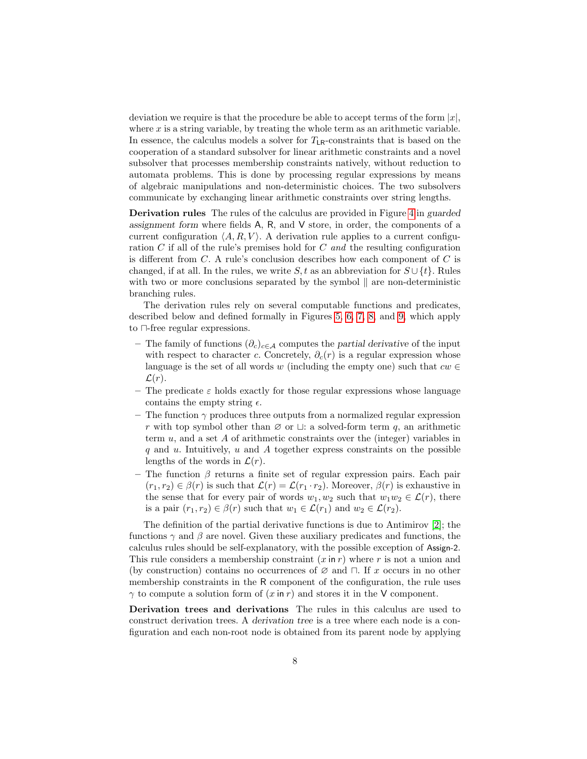deviation we require is that the procedure be able to accept terms of the form $|x|$, where $x$ is a string variable, by treating the whole term as an arithmetic variable. In essence, the calculus models a solver for $T_{\mathsf{LR}}$-constraints that is based on the cooperation of a standard subsolver for linear arithmetic constraints and a novel subsolver that processes membership constraints natively, without reduction to automata problems. This is done by processing regular expressions by means of algebraic manipulations and non-deterministic choices. The two subsolvers communicate by exchanging linear arithmetic constraints over string lengths.

**Derivation rules** The rules of the calculus are provided in Figure 4 in *guarded assignment form* where fields A, R, and V store, in order, the components of a current configuration $\langle A, R, V\rangle$. A derivation rule applies to a current configuration $C$ if all of the rule's premises hold for $C$ *and* the resulting configuration is different from $C$. A rule's conclusion describes how each component of $C$ is changed, if at all. In the rules, we write $S, t$ as an abbreviation for $S \cup \{t\}$. Rules with two or more conclusions separated by the symbol $\|$ are non-deterministic branching rules.

The derivation rules rely on several computable functions and predicates, described below and defined formally in Figures 5, 6, 7, 8, and 9, which apply to $\sqcap$-free regular expressions.

- The family of functions $(\partial_c)_{c\in\mathcal{A}}$ computes the *partial derivative* of the input with respect to character $c$. Concretely, $\partial_c(r)$ is a regular expression whose language is the set of all words $w$ (including the empty one) such that $cw \in \mathcal{L}(r)$.
- The predicate $\varepsilon$ holds exactly for those regular expressions whose language contains the empty string $\epsilon$.
- The function $\gamma$ produces three outputs from a normalized regular expression $r$ with top symbol other than $\varnothing$ or $\sqcup$: a solved-form term $q$, an arithmetic term $u$, and a set $A$ of arithmetic constraints over the (integer) variables in $q$ and $u$. Intuitively, $u$ and $A$ together express constraints on the possible lengths of the words in $\mathcal{L}(r)$.
- The function $\beta$ returns a finite set of regular expression pairs. Each pair $(r_1, r_2) \in \beta(r)$ is such that $\mathcal{L}(r) = \mathcal{L}(r_1 \cdot r_2)$. Moreover, $\beta(r)$ is exhaustive in the sense that for every pair of words $w_1, w_2$ such that $w_1w_2 \in \mathcal{L}(r)$, there is a pair $(r_1, r_2) \in \beta(r)$ such that $w_1 \in \mathcal{L}(r_1)$ and $w_2 \in \mathcal{L}(r_2)$.

The definition of the partial derivative functions is due to Antimirov [2]; the functions $\gamma$ and $\beta$ are novel. Given these auxiliary predicates and functions, the calculus rules should be self-explanatory, with the possible exception of Assign-2. This rule considers a membership constraint $(x \;\mathsf{in}\; r)$ where $r$ is not a union and (by construction) contains no occurrences of $\varnothing$ and $\sqcap$. If $x$ occurs in no other membership constraints in the R component of the configuration, the rule uses $\gamma$ to compute a solution form of $(x \;\mathsf{in}\; r)$ and stores it in the V component.

**Derivation trees and derivations** The rules in this calculus are used to construct derivation trees. A *derivation tree* is a tree where each node is a configuration and each non-root node is obtained from its parent node by applying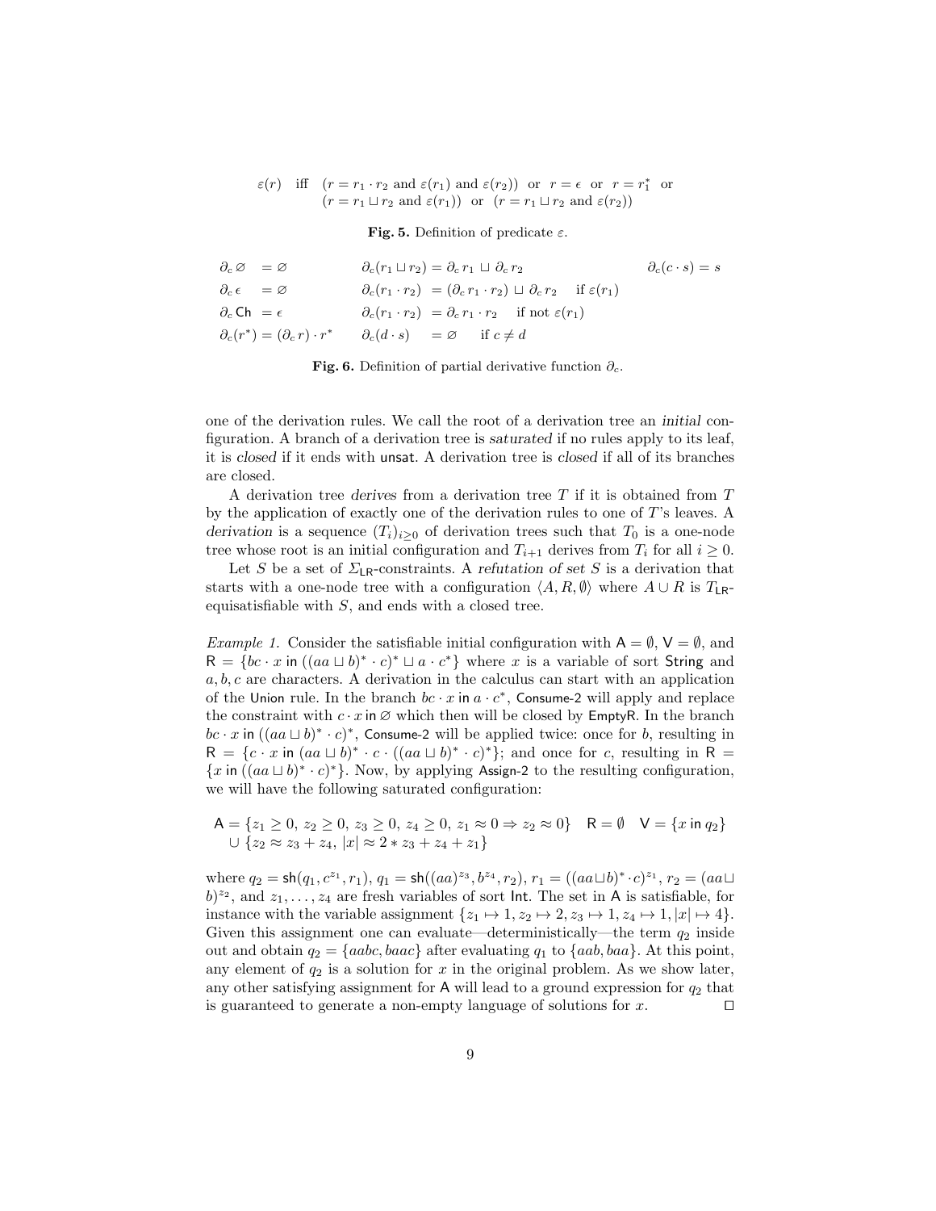$$\varepsilon(r) \quad \text{iff} \quad (r = r_1 \cdot r_2 \text{ and } \varepsilon(r_1) \text{ and } \varepsilon(r_2)) \text{ or } r = \epsilon \text{ or } r = r_1^* \text{ or}$$
$$(r = r_1 \sqcup r_2 \text{ and } \varepsilon(r_1)) \text{ or } (r = r_1 \sqcup r_2 \text{ and } \varepsilon(r_2))$$

**Fig. 5.** Definition of predicate $\varepsilon$.

$$\begin{array}{lll}
\partial_c \varnothing \;\; = \varnothing & \partial_c(r_1 \sqcup r_2) = \partial_c\, r_1 \,\sqcup\, \partial_c\, r_2 & \partial_c(c \cdot s) = s \\
\partial_c\, \epsilon \;\;\; = \varnothing & \partial_c(r_1 \cdot r_2) \;\; = (\partial_c\, r_1 \cdot r_2) \,\sqcup\, \partial_c\, r_2 \quad \text{if } \varepsilon(r_1) & \\
\partial_c\, \mathsf{Ch} \;= \epsilon & \partial_c(r_1 \cdot r_2) \;\; = \partial_c\, r_1 \cdot r_2 \quad \text{if not } \varepsilon(r_1) & \\
\partial_c(r^*) = (\partial_c\, r) \cdot r^* & \partial_c(d \cdot s) \quad\; = \varnothing \quad \text{if } c \neq d &
\end{array}$$

**Fig. 6.** Definition of partial derivative function $\partial_c$.

one of the derivation rules. We call the root of a derivation tree an *initial* configuration. A branch of a derivation tree is *saturated* if no rules apply to its leaf, it is *closed* if it ends with unsat. A derivation tree is *closed* if all of its branches are closed.

A derivation tree *derives* from a derivation tree $T$ if it is obtained from $T$ by the application of exactly one of the derivation rules to one of $T$'s leaves. A *derivation* is a sequence $(T_i)_{i\geq 0}$ of derivation trees such that $T_0$ is a one-node tree whose root is an initial configuration and $T_{i+1}$ derives from $T_i$ for all $i \geq 0$.

Let $S$ be a set of $\Sigma_{\mathsf{LR}}$-constraints. A *refutation of set* $S$ is a derivation that starts with a one-node tree with a configuration $\langle A, R, \emptyset\rangle$ where $A \cup R$ is $T_{\mathsf{LR}}$-equisatisfiable with $S$, and ends with a closed tree.

*Example 1.* Consider the satisfiable initial configuration with $\mathsf{A} = \emptyset$, $\mathsf{V} = \emptyset$, and $\mathsf{R} = \{bc \cdot x \text{ in } ((aa \sqcup b)^* \cdot c)^* \sqcup a \cdot c^*\}$ where $x$ is a variable of sort String and $a, b, c$ are characters. A derivation in the calculus can start with an application of the Union rule. In the branch $bc \cdot x$ in $a \cdot c^*$, Consume-2 will apply and replace the constraint with $c \cdot x$ in $\varnothing$ which then will be closed by EmptyR. In the branch $bc \cdot x$ in $((aa \sqcup b)^* \cdot c)^*$, Consume-2 will be applied twice: once for $b$, resulting in $\mathsf{R} = \{c \cdot x \text{ in } (aa \sqcup b)^* \cdot c \cdot ((aa \sqcup b)^* \cdot c)^*\}$; and once for $c$, resulting in $\mathsf{R} = \{x \text{ in } ((aa \sqcup b)^* \cdot c)^*\}$. Now, by applying Assign-2 to the resulting configuration, we will have the following saturated configuration:

$$\begin{array}{l}
\mathsf{A} = \{z_1 \geq 0,\ z_2 \geq 0,\ z_3 \geq 0,\ z_4 \geq 0,\ z_1 \approx 0 \Rightarrow z_2 \approx 0\} \quad \mathsf{R} = \emptyset \quad \mathsf{V} = \{x \text{ in } q_2\} \\
\quad \cup\ \{z_2 \approx z_3 + z_4,\ |x| \approx 2 * z_3 + z_4 + z_1\}
\end{array}$$

where $q_2 = \mathsf{sh}(q_1, c^{z_1}, r_1)$, $q_1 = \mathsf{sh}((aa)^{z_3}, b^{z_4}, r_2)$, $r_1 = ((aa \sqcup b)^* \cdot c)^{z_1}$, $r_2 = (aa \sqcup b)^{z_2}$, and $z_1, \ldots, z_4$ are fresh variables of sort Int. The set in A is satisfiable, for instance with the variable assignment $\{z_1 \mapsto 1, z_2 \mapsto 2, z_3 \mapsto 1, z_4 \mapsto 1, |x| \mapsto 4\}$. Given this assignment one can evaluate—deterministically—the term $q_2$ inside out and obtain $q_2 = \{aabc, baac\}$ after evaluating $q_1$ to $\{aab, baa\}$. At this point, any element of $q_2$ is a solution for $x$ in the original problem. As we show later, any other satisfying assignment for A will lead to a ground expression for $q_2$ that is guaranteed to generate a non-empty language of solutions for $x$. $\square$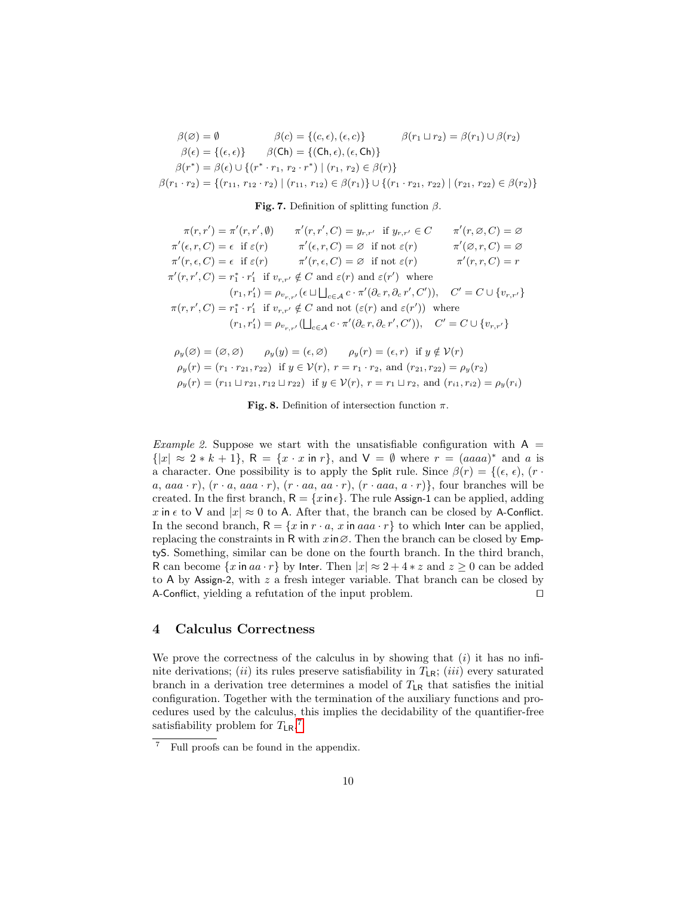$$
\begin{array}{lll}
\beta(\varnothing) = \emptyset & \beta(c) = \{(c, \epsilon), (\epsilon, c)\} & \beta(r_1 \sqcup r_2) = \beta(r_1) \cup \beta(r_2) \\
\beta(\epsilon) = \{(\epsilon, \epsilon)\} & \beta(\mathsf{Ch}) = \{(\mathsf{Ch}, \epsilon), (\epsilon, \mathsf{Ch})\} &
\end{array}
$$

$$
\beta(r^*) = \beta(\epsilon) \cup \{(r^* \cdot r_1,\ r_2 \cdot r^*) \mid (r_1, r_2) \in \beta(r)\}
$$

$$
\beta(r_1 \cdot r_2) = \{(r_{11},\ r_{12} \cdot r_2) \mid (r_{11}, r_{12}) \in \beta(r_1)\} \cup \{(r_1 \cdot r_{21},\ r_{22}) \mid (r_{21}, r_{22}) \in \beta(r_2)\}
$$

**Fig. 7.** Definition of splitting function $\beta$.

$$
\begin{array}{lll}
\pi(r, r') = \pi'(r, r', \emptyset) & \pi'(r, r', C) = y_{r,r'} \ \text{ if } y_{r,r'} \in C & \pi'(r, \varnothing, C) = \varnothing \\
\pi'(\epsilon, r, C) = \epsilon \ \text{ if } \varepsilon(r) & \pi'(\epsilon, r, C) = \varnothing \ \text{ if not } \varepsilon(r) & \pi'(\varnothing, r, C) = \varnothing \\
\pi'(r, \epsilon, C) = \epsilon \ \text{ if } \varepsilon(r) & \pi'(r, \epsilon, C) = \varnothing \ \text{ if not } \varepsilon(r) & \pi'(r, r, C) = r
\end{array}
$$

$$
\pi'(r, r', C) = r_1^* \cdot r_1' \ \text{ if } v_{r,r'} \notin C \text{ and } \varepsilon(r) \text{ and } \varepsilon(r') \ \text{ where}
$$
$$
(r_1, r_1') = \rho_{v_{r,r'}}(\epsilon \sqcup \textstyle\bigsqcup_{c \in \mathcal{A}} c \cdot \pi'(\partial_c\, r, \partial_c\, r', C')), \quad C' = C \cup \{v_{r,r'}\}
$$
$$
\pi(r, r', C) = r_1^* \cdot r_1' \ \text{ if } v_{r,r'} \notin C \text{ and not } (\varepsilon(r) \text{ and } \varepsilon(r')) \ \text{ where}
$$
$$
(r_1, r_1') = \rho_{v_{r,r'}}(\textstyle\bigsqcup_{c \in \mathcal{A}} c \cdot \pi'(\partial_c\, r, \partial_c\, r', C')), \quad C' = C \cup \{v_{r,r'}\}
$$

$$
\rho_y(\varnothing) = (\varnothing, \varnothing) \qquad \rho_y(y) = (\epsilon, \varnothing) \qquad \rho_y(r) = (\epsilon, r) \ \text{ if } y \notin \mathcal{V}(r)
$$
$$
\rho_y(r) = (r_1 \cdot r_{21}, r_{22}) \ \text{ if } y \in \mathcal{V}(r),\ r = r_1 \cdot r_2, \text{ and } (r_{21}, r_{22}) = \rho_y(r_2)
$$
$$
\rho_y(r) = (r_{11} \sqcup r_{21}, r_{12} \sqcup r_{22}) \ \text{ if } y \in \mathcal{V}(r),\ r = r_1 \sqcup r_2, \text{ and } (r_{i1}, r_{i2}) = \rho_y(r_i)
$$

**Fig. 8.** Definition of intersection function $\pi$.

*Example 2.* Suppose we start with the unsatisfiable configuration with $\mathsf{A} = \{|x| \approx 2 * k + 1\}$, $\mathsf{R} = \{x \cdot x \text{ in } r\}$, and $\mathsf{V} = \emptyset$ where $r = (aaaa)^*$ and $a$ is a character. One possibility is to apply the Split rule. Since $\beta(r) = \{(\epsilon,\ \epsilon),\ (r \cdot a,\ aaa \cdot r),\ (r \cdot a,\ aaa \cdot r),\ (r \cdot aa,\ aa \cdot r),\ (r \cdot aaa,\ a \cdot r)\}$, four branches will be created. In the first branch, $\mathsf{R} = \{x \text{ in } \epsilon\}$. The rule Assign-1 can be applied, adding $x \text{ in } \epsilon$ to $\mathsf{V}$ and $|x| \approx 0$ to $\mathsf{A}$. After that, the branch can be closed by A-Conflict. In the second branch, $\mathsf{R} = \{x \text{ in } r \cdot a,\ x \text{ in } aaa \cdot r\}$ to which Inter can be applied, replacing the constraints in $\mathsf{R}$ with $x \text{ in } \varnothing$. Then the branch can be closed by EmptyS. Something, similar can be done on the fourth branch. In the third branch, $\mathsf{R}$ can become $\{x \text{ in } aa \cdot r\}$ by Inter. Then $|x| \approx 2 + 4 * z$ and $z \geq 0$ can be added to $\mathsf{A}$ by Assign-2, with $z$ a fresh integer variable. That branch can be closed by A-Conflict, yielding a refutation of the input problem. $\square$

## 4 Calculus Correctness

We prove the correctness of the calculus in by showing that ($i$) it has no infinite derivations; ($ii$) its rules preserve satisfiability in $T_{\mathsf{LR}}$; ($iii$) every saturated branch in a derivation tree determines a model of $T_{\mathsf{LR}}$ that satisfies the initial configuration. Together with the termination of the auxiliary functions and procedures used by the calculus, this implies the decidability of the quantifier-free satisfiability problem for $T_{\mathsf{LR}}$.[7]

[7] Full proofs can be found in the appendix.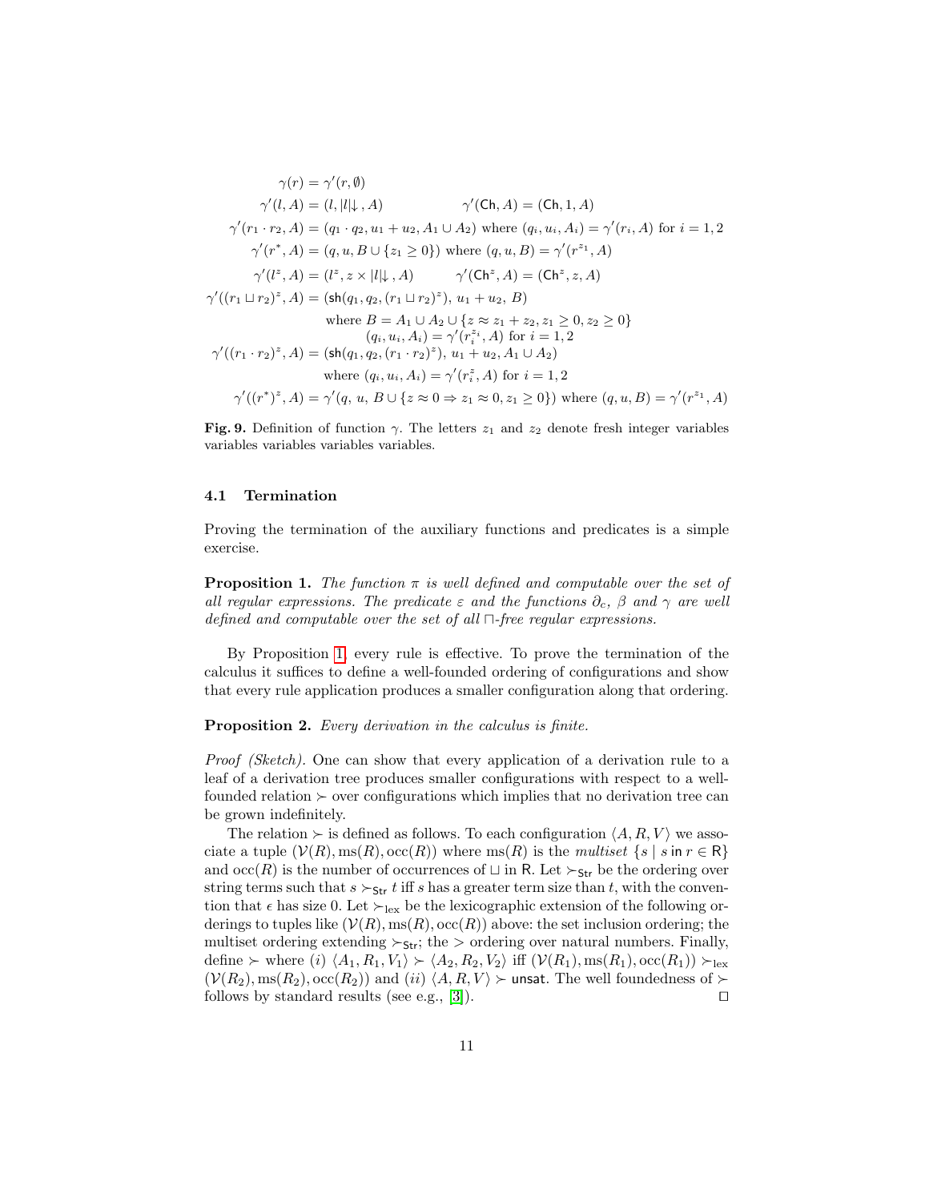$$
\begin{aligned}
\gamma(r) &= \gamma'(r, \emptyset) \\
\gamma'(l, A) &= (l, |l|\!\downarrow, A) \qquad\qquad \gamma'(\mathsf{Ch}, A) = (\mathsf{Ch}, 1, A) \\
\gamma'(r_1 \cdot r_2, A) &= (q_1 \cdot q_2, u_1 + u_2, A_1 \cup A_2) \text{ where } (q_i, u_i, A_i) = \gamma'(r_i, A) \text{ for } i = 1, 2 \\
\gamma'(r^*, A) &= (q, u, B \cup \{z_1 \geq 0\}) \text{ where } (q, u, B) = \gamma'(r^{z_1}, A) \\
\gamma'(l^z, A) &= (l^z, z \times |l|\!\downarrow, A) \qquad\qquad \gamma'(\mathsf{Ch}^z, A) = (\mathsf{Ch}^z, z, A) \\
\gamma'((r_1 \sqcup r_2)^z, A) &= (\mathsf{sh}(q_1, q_2, (r_1 \sqcup r_2)^z),\ u_1 + u_2,\ B) \\
&\qquad \text{where } B = A_1 \cup A_2 \cup \{z \approx z_1 + z_2, z_1 \geq 0, z_2 \geq 0\} \\
&\qquad\qquad (q_i, u_i, A_i) = \gamma'(r_i^{z_i}, A) \text{ for } i = 1, 2 \\
\gamma'((r_1 \cdot r_2)^z, A) &= (\mathsf{sh}(q_1, q_2, (r_1 \cdot r_2)^z),\ u_1 + u_2, A_1 \cup A_2) \\
&\qquad \text{where } (q_i, u_i, A_i) = \gamma'(r_i^z, A) \text{ for } i = 1, 2 \\
\gamma'((r^*)^z, A) &= \gamma'(q,\ u,\ B \cup \{z \approx 0 \Rightarrow z_1 \approx 0, z_1 \geq 0\}) \text{ where } (q, u, B) = \gamma'(r^{z_1}, A)
\end{aligned}
$$

**Fig. 9.** Definition of function $\gamma$. The letters $z_1$ and $z_2$ denote fresh integer variables variables variables variables variables.

### 4.1 Termination

Proving the termination of the auxiliary functions and predicates is a simple exercise.

**Proposition 1.** *The function $\pi$ is well defined and computable over the set of all regular expressions. The predicate $\varepsilon$ and the functions $\partial_c$, $\beta$ and $\gamma$ are well defined and computable over the set of all $\sqcap$-free regular expressions.*

By Proposition 1, every rule is effective. To prove the termination of the calculus it suffices to define a well-founded ordering of configurations and show that every rule application produces a smaller configuration along that ordering.

**Proposition 2.** *Every derivation in the calculus is finite.*

*Proof (Sketch).* One can show that every application of a derivation rule to a leaf of a derivation tree produces smaller configurations with respect to a well-founded relation $\succ$ over configurations which implies that no derivation tree can be grown indefinitely.

The relation $\succ$ is defined as follows. To each configuration $\langle A, R, V\rangle$ we associate a tuple $(\mathcal{V}(R), \mathrm{ms}(R), \mathrm{occ}(R))$ where $\mathrm{ms}(R)$ is the *multiset* $\{s \mid s \text{ in } r \in \mathsf{R}\}$ and $\mathrm{occ}(R)$ is the number of occurrences of $\sqcup$ in $\mathsf{R}$. Let $\succ_{\mathsf{Str}}$ be the ordering over string terms such that $s \succ_{\mathsf{Str}} t$ iff $s$ has a greater term size than $t$, with the convention that $\epsilon$ has size 0. Let $\succ_{\mathrm{lex}}$ be the lexicographic extension of the following orderings to tuples like $(\mathcal{V}(R), \mathrm{ms}(R), \mathrm{occ}(R))$ above: the set inclusion ordering; the multiset ordering extending $\succ_{\mathsf{Str}}$; the $>$ ordering over natural numbers. Finally, define $\succ$ where $(i)$ $\langle A_1, R_1, V_1\rangle \succ \langle A_2, R_2, V_2\rangle$ iff $(\mathcal{V}(R_1), \mathrm{ms}(R_1), \mathrm{occ}(R_1)) \succ_{\mathrm{lex}} (\mathcal{V}(R_2), \mathrm{ms}(R_2), \mathrm{occ}(R_2))$ and $(ii)$ $\langle A, R, V\rangle \succ \mathsf{unsat}$. The well foundedness of $\succ$ follows by standard results (see e.g., [3]). ◻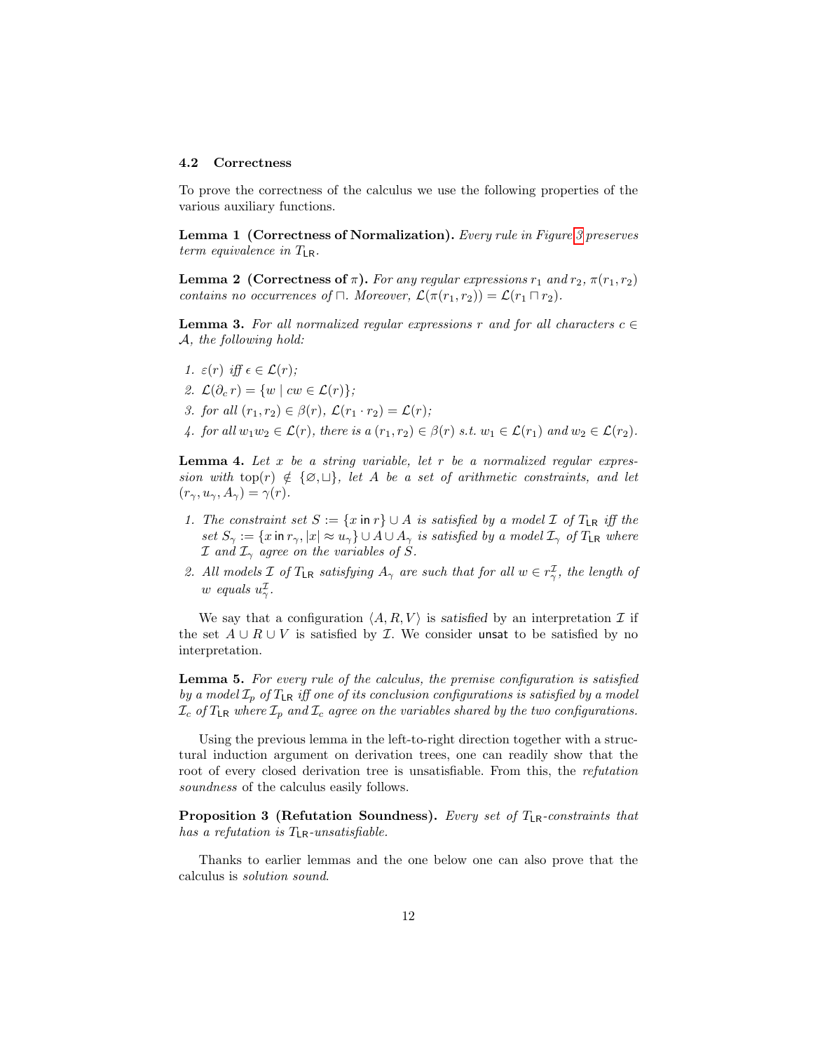### 4.2 Correctness

To prove the correctness of the calculus we use the following properties of the various auxiliary functions.

**Lemma 1 (Correctness of Normalization).** *Every rule in Figure 3 preserves term equivalence in $T_{\mathsf{LR}}$.*

**Lemma 2 (Correctness of $\pi$).** *For any regular expressions $r_1$ and $r_2$, $\pi(r_1, r_2)$ contains no occurrences of $\sqcap$. Moreover, $\mathcal{L}(\pi(r_1, r_2)) = \mathcal{L}(r_1 \sqcap r_2)$.*

**Lemma 3.** *For all normalized regular expressions $r$ and for all characters $c \in \mathcal{A}$, the following hold:*

1. *$\varepsilon(r)$ iff $\epsilon \in \mathcal{L}(r)$;*
2. *$\mathcal{L}(\partial_c\, r) = \{w \mid cw \in \mathcal{L}(r)\}$;*
3. *for all $(r_1, r_2) \in \beta(r)$, $\mathcal{L}(r_1 \cdot r_2) = \mathcal{L}(r)$;*
4. *for all $w_1 w_2 \in \mathcal{L}(r)$, there is a $(r_1, r_2) \in \beta(r)$ s.t. $w_1 \in \mathcal{L}(r_1)$ and $w_2 \in \mathcal{L}(r_2)$.*

**Lemma 4.** *Let $x$ be a string variable, let $r$ be a normalized regular expression with $\mathrm{top}(r) \notin \{\varnothing, \sqcup\}$, let $A$ be a set of arithmetic constraints, and let $(r_\gamma, u_\gamma, A_\gamma) = \gamma(r)$.*

1. *The constraint set $S := \{x \mathsf{\ in\ } r\} \cup A$ is satisfied by a model $\mathcal{I}$ of $T_{\mathsf{LR}}$ iff the set $S_\gamma := \{x \mathsf{\ in\ } r_\gamma, |x| \approx u_\gamma\} \cup A \cup A_\gamma$ is satisfied by a model $\mathcal{I}_\gamma$ of $T_{\mathsf{LR}}$ where $\mathcal{I}$ and $\mathcal{I}_\gamma$ agree on the variables of $S$.*
2. *All models $\mathcal{I}$ of $T_{\mathsf{LR}}$ satisfying $A_\gamma$ are such that for all $w \in r_\gamma^{\mathcal{I}}$, the length of $w$ equals $u_\gamma^{\mathcal{I}}$.*

We say that a configuration $\langle A, R, V\rangle$ is *satisfied* by an interpretation $\mathcal{I}$ if the set $A \cup R \cup V$ is satisfied by $\mathcal{I}$. We consider $\mathsf{unsat}$ to be satisfied by no interpretation.

**Lemma 5.** *For every rule of the calculus, the premise configuration is satisfied by a model $\mathcal{I}_p$ of $T_{\mathsf{LR}}$ iff one of its conclusion configurations is satisfied by a model $\mathcal{I}_c$ of $T_{\mathsf{LR}}$ where $\mathcal{I}_p$ and $\mathcal{I}_c$ agree on the variables shared by the two configurations.*

Using the previous lemma in the left-to-right direction together with a structural induction argument on derivation trees, one can readily show that the root of every closed derivation tree is unsatisfiable. From this, the *refutation soundness* of the calculus easily follows.

**Proposition 3 (Refutation Soundness).** *Every set of $T_{\mathsf{LR}}$-constraints that has a refutation is $T_{\mathsf{LR}}$-unsatisfiable.*

Thanks to earlier lemmas and the one below one can also prove that the calculus is *solution sound*.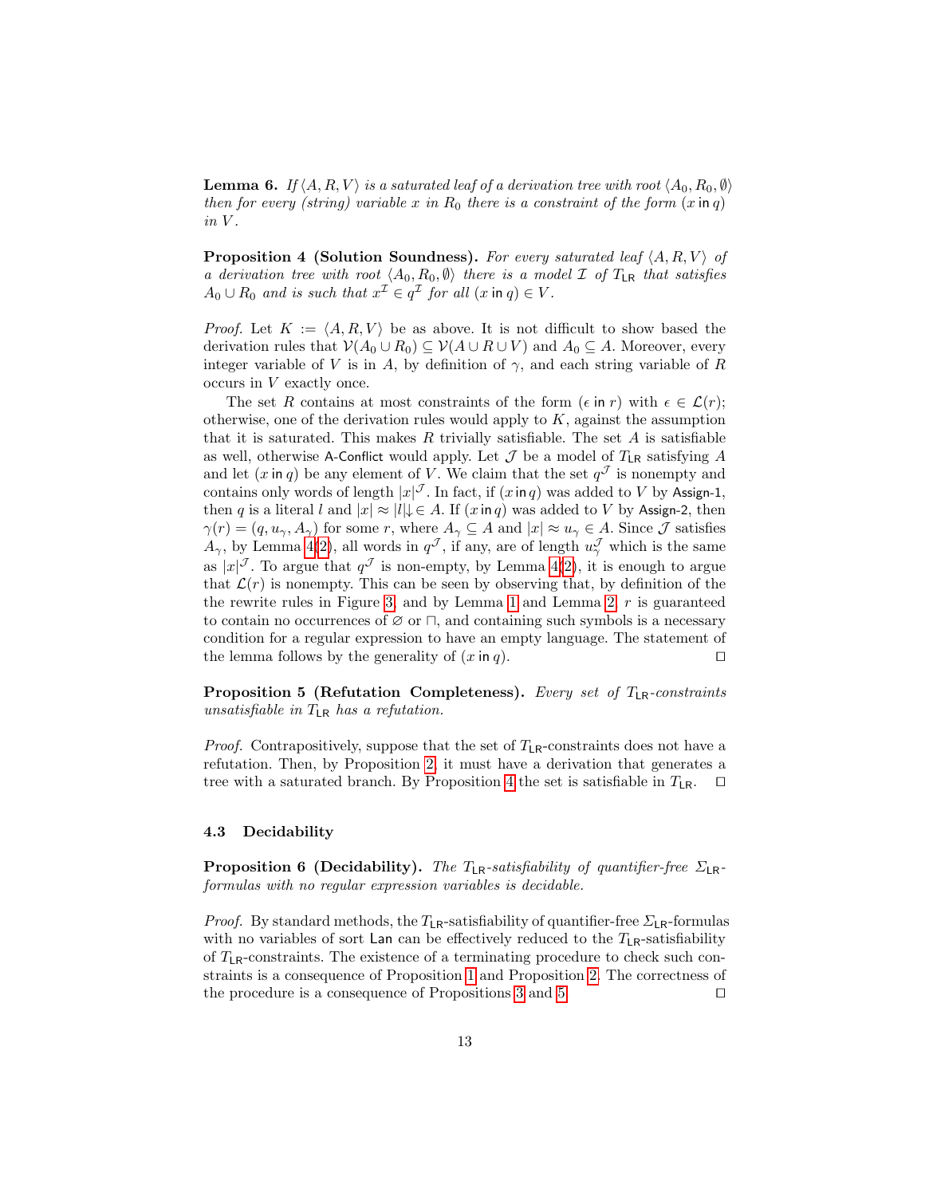**Lemma 6.** *If $\langle A, R, V\rangle$ is a saturated leaf of a derivation tree with root $\langle A_0, R_0, \emptyset\rangle$ then for every (string) variable $x$ in $R_0$ there is a constraint of the form $(x \mathsf{~in~} q)$ in $V$.*

**Proposition 4 (Solution Soundness).** *For every saturated leaf $\langle A, R, V\rangle$ of a derivation tree with root $\langle A_0, R_0, \emptyset\rangle$ there is a model $\mathcal{I}$ of $T_{\mathsf{LR}}$ that satisfies $A_0 \cup R_0$ and is such that $x^{\mathcal{I}} \in q^{\mathcal{I}}$ for all $(x \mathsf{~in~} q) \in V$.*

*Proof.* Let $K := \langle A, R, V\rangle$ be as above. It is not difficult to show based the derivation rules that $\mathcal{V}(A_0 \cup R_0) \subseteq \mathcal{V}(A \cup R \cup V)$ and $A_0 \subseteq A$. Moreover, every integer variable of $V$ is in $A$, by definition of $\gamma$, and each string variable of $R$ occurs in $V$ exactly once.

The set $R$ contains at most constraints of the form $(\epsilon \mathsf{~in~} r)$ with $\epsilon \in \mathcal{L}(r)$; otherwise, one of the derivation rules would apply to $K$, against the assumption that it is saturated. This makes $R$ trivially satisfiable. The set $A$ is satisfiable as well, otherwise A-Conflict would apply. Let $\mathcal{J}$ be a model of $T_{\mathsf{LR}}$ satisfying $A$ and let $(x \mathsf{~in~} q)$ be any element of $V$. We claim that the set $q^{\mathcal{J}}$ is nonempty and contains only words of length $|x|^{\mathcal{J}}$. In fact, if $(x \mathsf{~in~} q)$ was added to $V$ by Assign-1, then $q$ is a literal $l$ and $|x| \approx |l|{\downarrow} \in A$. If $(x \mathsf{~in~} q)$ was added to $V$ by Assign-2, then $\gamma(r) = (q, u_\gamma, A_\gamma)$ for some $r$, where $A_\gamma \subseteq A$ and $|x| \approx u_\gamma \in A$. Since $\mathcal{J}$ satisfies $A_\gamma$, by Lemma 4(2), all words in $q^{\mathcal{J}}$, if any, are of length $u_\gamma^{\mathcal{J}}$ which is the same as $|x|^{\mathcal{J}}$. To argue that $q^{\mathcal{J}}$ is non-empty, by Lemma 4(2), it is enough to argue that $\mathcal{L}(r)$ is nonempty. This can be seen by observing that, by definition of the the rewrite rules in Figure 3, and by Lemma 1 and Lemma 2, $r$ is guaranteed to contain no occurrences of $\varnothing$ or $\sqcap$, and containing such symbols is a necessary condition for a regular expression to have an empty language. The statement of the lemma follows by the generality of $(x \mathsf{~in~} q)$. $\square$

**Proposition 5 (Refutation Completeness).** *Every set of $T_{\mathsf{LR}}$-constraints unsatisfiable in $T_{\mathsf{LR}}$ has a refutation.*

*Proof.* Contrapositively, suppose that the set of $T_{\mathsf{LR}}$-constraints does not have a refutation. Then, by Proposition 2, it must have a derivation that generates a tree with a saturated branch. By Proposition 4 the set is satisfiable in $T_{\mathsf{LR}}$. $\square$

### 4.3 Decidability

**Proposition 6 (Decidability).** *The $T_{\mathsf{LR}}$-satisfiability of quantifier-free $\Sigma_{\mathsf{LR}}$-formulas with no regular expression variables is decidable.*

*Proof.* By standard methods, the $T_{\mathsf{LR}}$-satisfiability of quantifier-free $\Sigma_{\mathsf{LR}}$-formulas with no variables of sort Lan can be effectively reduced to the $T_{\mathsf{LR}}$-satisfiability of $T_{\mathsf{LR}}$-constraints. The existence of a terminating procedure to check such constraints is a consequence of Proposition 1 and Proposition 2. The correctness of the procedure is a consequence of Propositions 3 and 5. $\square$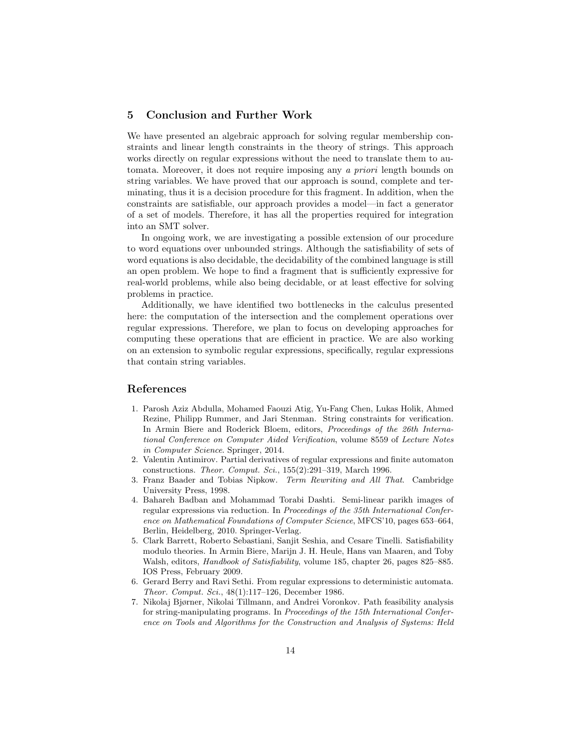## 5 Conclusion and Further Work

We have presented an algebraic approach for solving regular membership constraints and linear length constraints in the theory of strings. This approach works directly on regular expressions without the need to translate them to automata. Moreover, it does not require imposing any *a priori* length bounds on string variables. We have proved that our approach is sound, complete and terminating, thus it is a decision procedure for this fragment. In addition, when the constraints are satisfiable, our approach provides a model—in fact a generator of a set of models. Therefore, it has all the properties required for integration into an SMT solver.

In ongoing work, we are investigating a possible extension of our procedure to word equations over unbounded strings. Although the satisfiability of sets of word equations is also decidable, the decidability of the combined language is still an open problem. We hope to find a fragment that is sufficiently expressive for real-world problems, while also being decidable, or at least effective for solving problems in practice.

Additionally, we have identified two bottlenecks in the calculus presented here: the computation of the intersection and the complement operations over regular expressions. Therefore, we plan to focus on developing approaches for computing these operations that are efficient in practice. We are also working on an extension to symbolic regular expressions, specifically, regular expressions that contain string variables.

## References

1. Parosh Aziz Abdulla, Mohamed Faouzi Atig, Yu-Fang Chen, Lukas Holik, Ahmed Rezine, Philipp Rummer, and Jari Stenman. String constraints for verification. In Armin Biere and Roderick Bloem, editors, *Proceedings of the 26th International Conference on Computer Aided Verification*, volume 8559 of *Lecture Notes in Computer Science*. Springer, 2014.
2. Valentin Antimirov. Partial derivatives of regular expressions and finite automaton constructions. *Theor. Comput. Sci.*, 155(2):291–319, March 1996.
3. Franz Baader and Tobias Nipkow. *Term Rewriting and All That*. Cambridge University Press, 1998.
4. Bahareh Badban and Mohammad Torabi Dashti. Semi-linear parikh images of regular expressions via reduction. In *Proceedings of the 35th International Conference on Mathematical Foundations of Computer Science*, MFCS'10, pages 653–664, Berlin, Heidelberg, 2010. Springer-Verlag.
5. Clark Barrett, Roberto Sebastiani, Sanjit Seshia, and Cesare Tinelli. Satisfiability modulo theories. In Armin Biere, Marijn J. H. Heule, Hans van Maaren, and Toby Walsh, editors, *Handbook of Satisfiability*, volume 185, chapter 26, pages 825–885. IOS Press, February 2009.
6. Gerard Berry and Ravi Sethi. From regular expressions to deterministic automata. *Theor. Comput. Sci.*, 48(1):117–126, December 1986.
7. Nikolaj Bjørner, Nikolai Tillmann, and Andrei Voronkov. Path feasibility analysis for string-manipulating programs. In *Proceedings of the 15th International Conference on Tools and Algorithms for the Construction and Analysis of Systems: Held*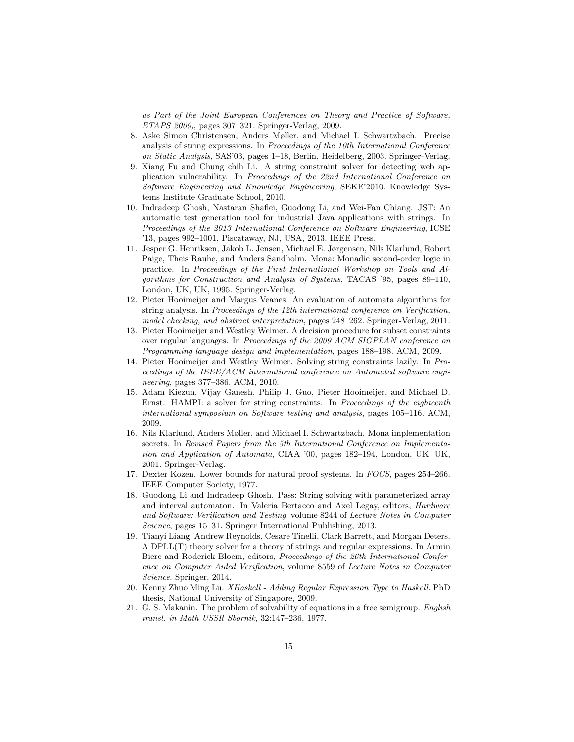as Part of the Joint European Conferences on Theory and Practice of Software, ETAPS 2009,*, pages 307–321. Springer-Verlag, 2009.

8. Aske Simon Christensen, Anders Møller, and Michael I. Schwartzbach. Precise analysis of string expressions. In *Proceedings of the 10th International Conference on Static Analysis*, SAS'03, pages 1–18, Berlin, Heidelberg, 2003. Springer-Verlag.
9. Xiang Fu and Chung chih Li. A string constraint solver for detecting web application vulnerability. In *Proceedings of the 22nd International Conference on Software Engineering and Knowledge Engineering*, SEKE'2010. Knowledge Systems Institute Graduate School, 2010.
10. Indradeep Ghosh, Nastaran Shafiei, Guodong Li, and Wei-Fan Chiang. JST: An automatic test generation tool for industrial Java applications with strings. In *Proceedings of the 2013 International Conference on Software Engineering*, ICSE '13, pages 992–1001, Piscataway, NJ, USA, 2013. IEEE Press.
11. Jesper G. Henriksen, Jakob L. Jensen, Michael E. Jørgensen, Nils Klarlund, Robert Paige, Theis Rauhe, and Anders Sandholm. Mona: Monadic second-order logic in practice. In *Proceedings of the First International Workshop on Tools and Algorithms for Construction and Analysis of Systems*, TACAS '95, pages 89–110, London, UK, UK, 1995. Springer-Verlag.
12. Pieter Hooimeijer and Margus Veanes. An evaluation of automata algorithms for string analysis. In *Proceedings of the 12th international conference on Verification, model checking, and abstract interpretation*, pages 248–262. Springer-Verlag, 2011.
13. Pieter Hooimeijer and Westley Weimer. A decision procedure for subset constraints over regular languages. In *Proceedings of the 2009 ACM SIGPLAN conference on Programming language design and implementation*, pages 188–198. ACM, 2009.
14. Pieter Hooimeijer and Westley Weimer. Solving string constraints lazily. In *Proceedings of the IEEE/ACM international conference on Automated software engineering*, pages 377–386. ACM, 2010.
15. Adam Kiezun, Vijay Ganesh, Philip J. Guo, Pieter Hooimeijer, and Michael D. Ernst. HAMPI: a solver for string constraints. In *Proceedings of the eighteenth international symposium on Software testing and analysis*, pages 105–116. ACM, 2009.
16. Nils Klarlund, Anders Møller, and Michael I. Schwartzbach. Mona implementation secrets. In *Revised Papers from the 5th International Conference on Implementation and Application of Automata*, CIAA '00, pages 182–194, London, UK, UK, 2001. Springer-Verlag.
17. Dexter Kozen. Lower bounds for natural proof systems. In *FOCS*, pages 254–266. IEEE Computer Society, 1977.
18. Guodong Li and Indradeep Ghosh. Pass: String solving with parameterized array and interval automaton. In Valeria Bertacco and Axel Legay, editors, *Hardware and Software: Verification and Testing*, volume 8244 of *Lecture Notes in Computer Science*, pages 15–31. Springer International Publishing, 2013.
19. Tianyi Liang, Andrew Reynolds, Cesare Tinelli, Clark Barrett, and Morgan Deters. A DPLL(T) theory solver for a theory of strings and regular expressions. In Armin Biere and Roderick Bloem, editors, *Proceedings of the 26th International Conference on Computer Aided Verification*, volume 8559 of *Lecture Notes in Computer Science*. Springer, 2014.
20. Kenny Zhuo Ming Lu. *XHaskell - Adding Regular Expression Type to Haskell*. PhD thesis, National University of Singapore, 2009.
21. G. S. Makanin. The problem of solvability of equations in a free semigroup. *English transl. in Math USSR Sbornik*, 32:147–236, 1977.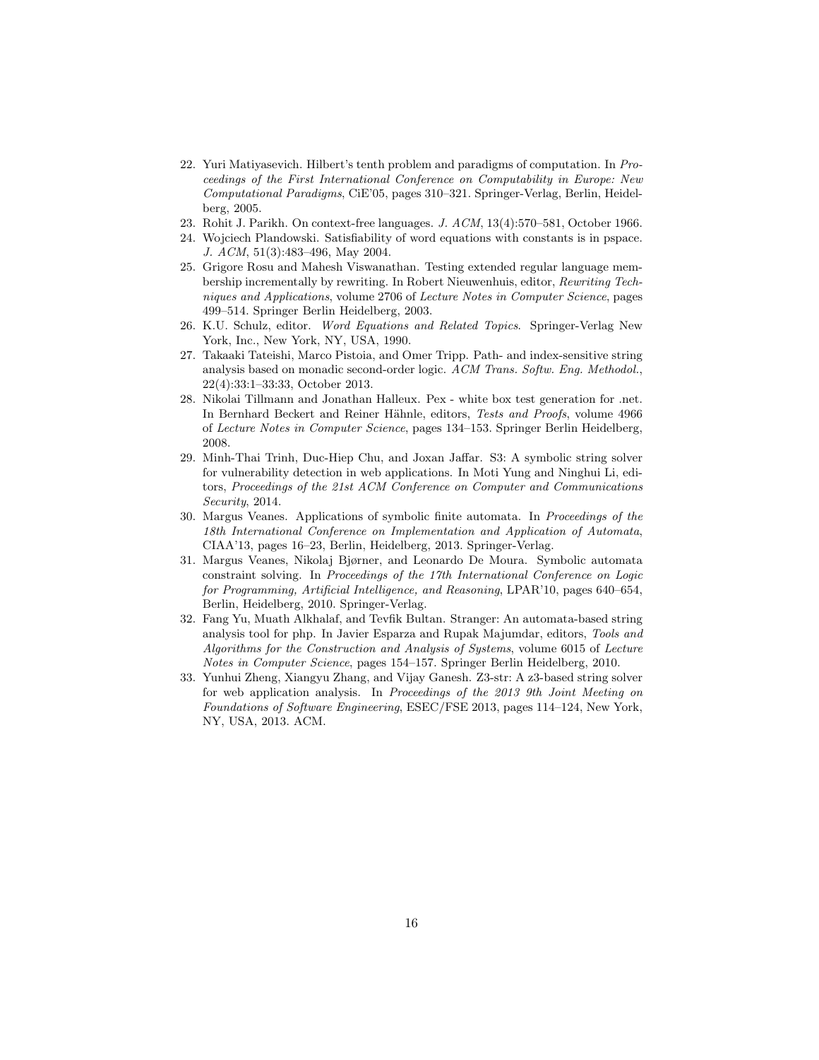22. Yuri Matiyasevich. Hilbert's tenth problem and paradigms of computation. In *Proceedings of the First International Conference on Computability in Europe: New Computational Paradigms*, CiE'05, pages 310–321. Springer-Verlag, Berlin, Heidelberg, 2005.
23. Rohit J. Parikh. On context-free languages. *J. ACM*, 13(4):570–581, October 1966.
24. Wojciech Plandowski. Satisfiability of word equations with constants is in pspace. *J. ACM*, 51(3):483–496, May 2004.
25. Grigore Rosu and Mahesh Viswanathan. Testing extended regular language membership incrementally by rewriting. In Robert Nieuwenhuis, editor, *Rewriting Techniques and Applications*, volume 2706 of *Lecture Notes in Computer Science*, pages 499–514. Springer Berlin Heidelberg, 2003.
26. K.U. Schulz, editor. *Word Equations and Related Topics*. Springer-Verlag New York, Inc., New York, NY, USA, 1990.
27. Takaaki Tateishi, Marco Pistoia, and Omer Tripp. Path- and index-sensitive string analysis based on monadic second-order logic. *ACM Trans. Softw. Eng. Methodol.*, 22(4):33:1–33:33, October 2013.
28. Nikolai Tillmann and Jonathan Halleux. Pex - white box test generation for .net. In Bernhard Beckert and Reiner Hähnle, editors, *Tests and Proofs*, volume 4966 of *Lecture Notes in Computer Science*, pages 134–153. Springer Berlin Heidelberg, 2008.
29. Minh-Thai Trinh, Duc-Hiep Chu, and Joxan Jaffar. S3: A symbolic string solver for vulnerability detection in web applications. In Moti Yung and Ninghui Li, editors, *Proceedings of the 21st ACM Conference on Computer and Communications Security*, 2014.
30. Margus Veanes. Applications of symbolic finite automata. In *Proceedings of the 18th International Conference on Implementation and Application of Automata*, CIAA'13, pages 16–23, Berlin, Heidelberg, 2013. Springer-Verlag.
31. Margus Veanes, Nikolaj Bjørner, and Leonardo De Moura. Symbolic automata constraint solving. In *Proceedings of the 17th International Conference on Logic for Programming, Artificial Intelligence, and Reasoning*, LPAR'10, pages 640–654, Berlin, Heidelberg, 2010. Springer-Verlag.
32. Fang Yu, Muath Alkhalaf, and Tevfik Bultan. Stranger: An automata-based string analysis tool for php. In Javier Esparza and Rupak Majumdar, editors, *Tools and Algorithms for the Construction and Analysis of Systems*, volume 6015 of *Lecture Notes in Computer Science*, pages 154–157. Springer Berlin Heidelberg, 2010.
33. Yunhui Zheng, Xiangyu Zhang, and Vijay Ganesh. Z3-str: A z3-based string solver for web application analysis. In *Proceedings of the 2013 9th Joint Meeting on Foundations of Software Engineering*, ESEC/FSE 2013, pages 114–124, New York, NY, USA, 2013. ACM.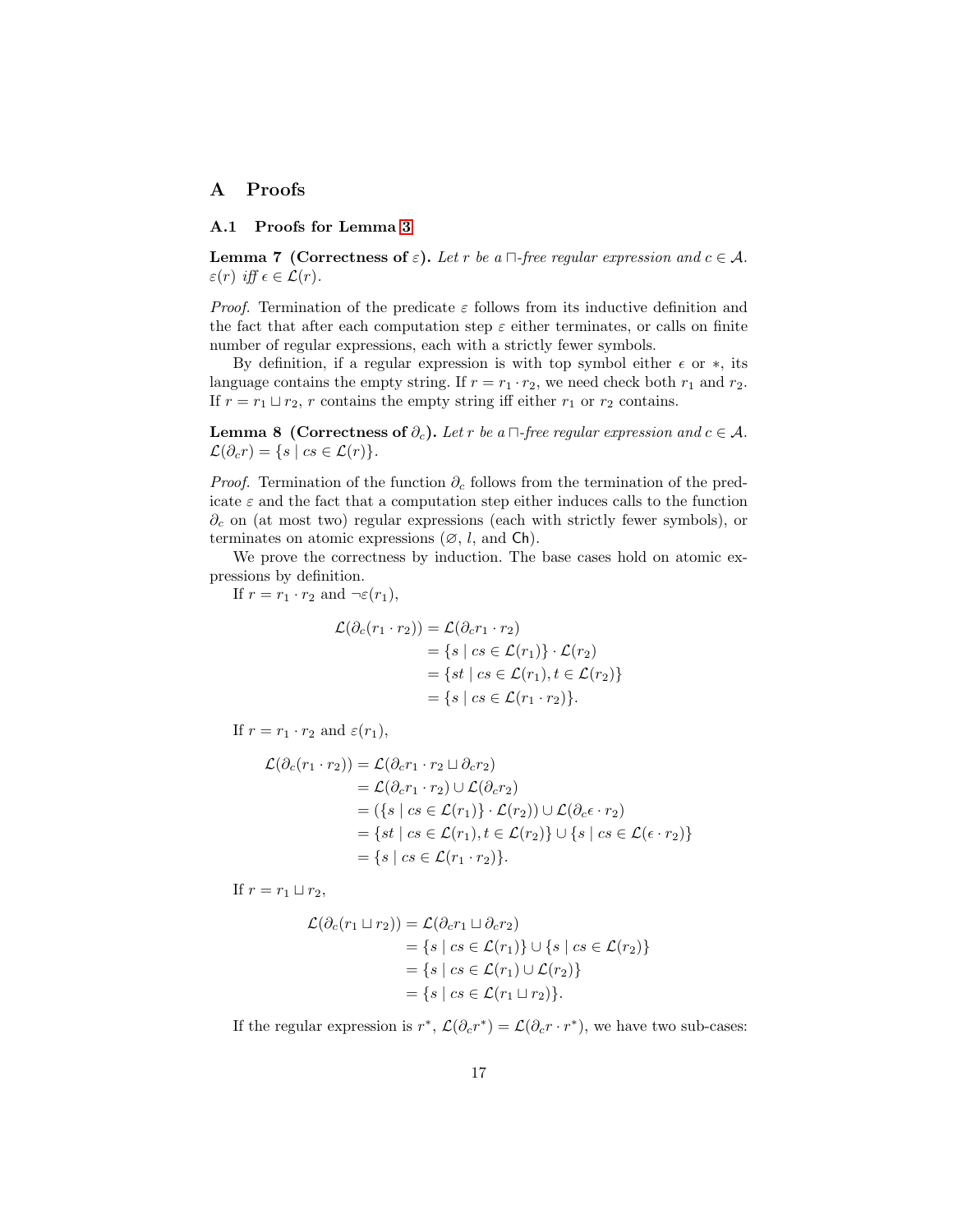# A Proofs

## A.1 Proofs for Lemma 3

**Lemma 7 (Correctness of $\varepsilon$).** *Let $r$ be a $\sqcap$-free regular expression and $c \in \mathcal{A}$. $\varepsilon(r)$ iff $\epsilon \in \mathcal{L}(r)$.*

*Proof.* Termination of the predicate $\varepsilon$ follows from its inductive definition and the fact that after each computation step $\varepsilon$ either terminates, or calls on finite number of regular expressions, each with a strictly fewer symbols.

By definition, if a regular expression is with top symbol either $\epsilon$ or $*$, its language contains the empty string. If $r = r_1 \cdot r_2$, we need check both $r_1$ and $r_2$. If $r = r_1 \sqcup r_2$, $r$ contains the empty string iff either $r_1$ or $r_2$ contains.

**Lemma 8 (Correctness of $\partial_c$).** *Let $r$ be a $\sqcap$-free regular expression and $c \in \mathcal{A}$. $\mathcal{L}(\partial_c r) = \{s \mid cs \in \mathcal{L}(r)\}$.*

*Proof.* Termination of the function $\partial_c$ follows from the termination of the predicate $\varepsilon$ and the fact that a computation step either induces calls to the function $\partial_c$ on (at most two) regular expressions (each with strictly fewer symbols), or terminates on atomic expressions ($\varnothing$, $l$, and $\mathsf{Ch}$).

We prove the correctness by induction. The base cases hold on atomic expressions by definition.

If $r = r_1 \cdot r_2$ and $\neg\varepsilon(r_1)$,

$$\begin{aligned}
\mathcal{L}(\partial_c(r_1 \cdot r_2)) &= \mathcal{L}(\partial_c r_1 \cdot r_2) \\
&= \{s \mid cs \in \mathcal{L}(r_1)\} \cdot \mathcal{L}(r_2) \\
&= \{st \mid cs \in \mathcal{L}(r_1), t \in \mathcal{L}(r_2)\} \\
&= \{s \mid cs \in \mathcal{L}(r_1 \cdot r_2)\}.
\end{aligned}$$

If $r = r_1 \cdot r_2$ and $\varepsilon(r_1)$,

$$\begin{aligned}
\mathcal{L}(\partial_c(r_1 \cdot r_2)) &= \mathcal{L}(\partial_c r_1 \cdot r_2 \sqcup \partial_c r_2) \\
&= \mathcal{L}(\partial_c r_1 \cdot r_2) \cup \mathcal{L}(\partial_c r_2) \\
&= (\{s \mid cs \in \mathcal{L}(r_1)\} \cdot \mathcal{L}(r_2)) \cup \mathcal{L}(\partial_c \epsilon \cdot r_2) \\
&= \{st \mid cs \in \mathcal{L}(r_1), t \in \mathcal{L}(r_2)\} \cup \{s \mid cs \in \mathcal{L}(\epsilon \cdot r_2)\} \\
&= \{s \mid cs \in \mathcal{L}(r_1 \cdot r_2)\}.
\end{aligned}$$

If $r = r_1 \sqcup r_2$,

$$\begin{aligned}
\mathcal{L}(\partial_c(r_1 \sqcup r_2)) &= \mathcal{L}(\partial_c r_1 \sqcup \partial_c r_2) \\
&= \{s \mid cs \in \mathcal{L}(r_1)\} \cup \{s \mid cs \in \mathcal{L}(r_2)\} \\
&= \{s \mid cs \in \mathcal{L}(r_1) \cup \mathcal{L}(r_2)\} \\
&= \{s \mid cs \in \mathcal{L}(r_1 \sqcup r_2)\}.
\end{aligned}$$

If the regular expression is $r^*$, $\mathcal{L}(\partial_c r^*) = \mathcal{L}(\partial_c r \cdot r^*)$, we have two sub-cases: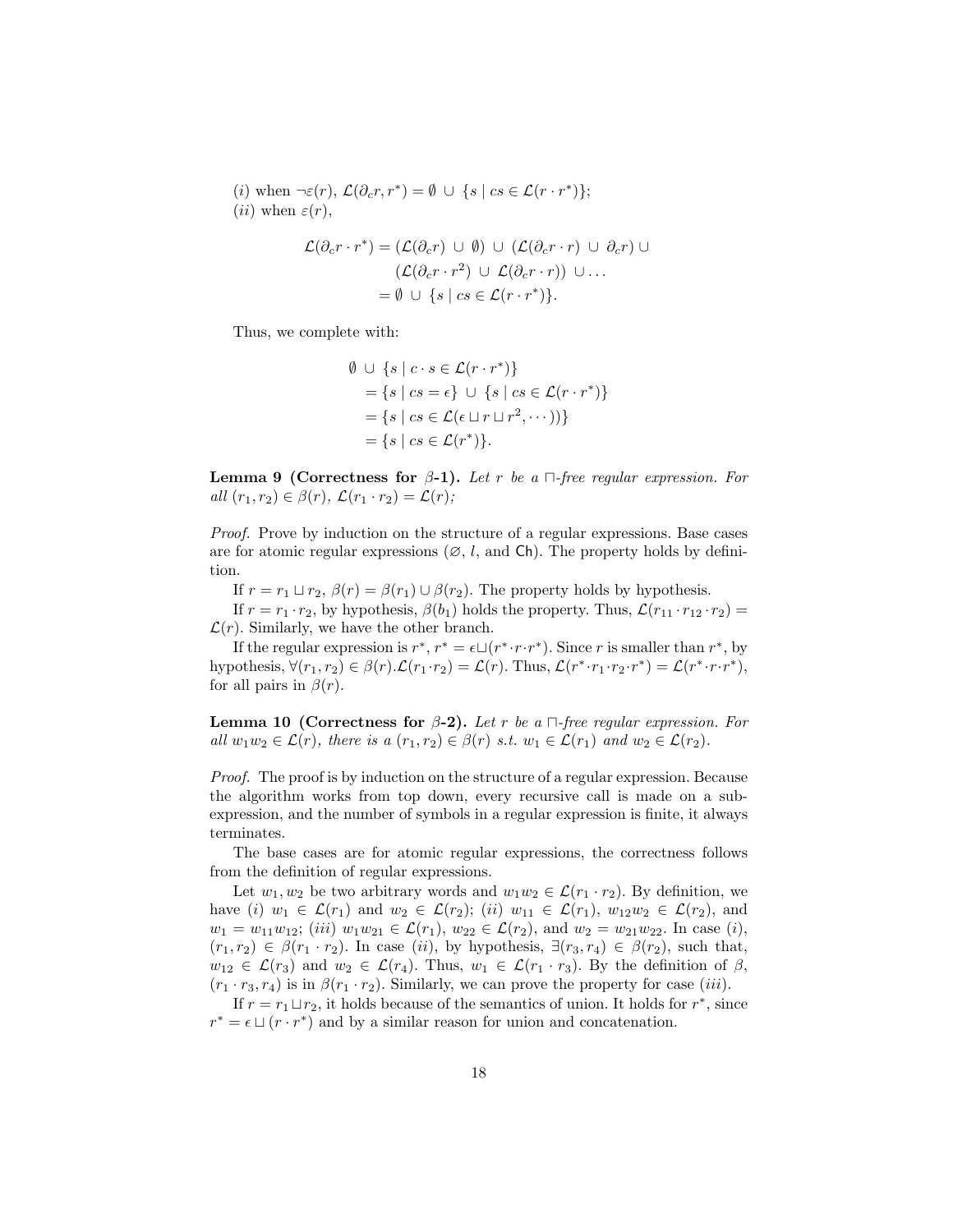($i$) when $\neg\varepsilon(r)$, $\mathcal{L}(\partial_c r, r^*) = \emptyset \,\cup\, \{s \mid cs \in \mathcal{L}(r \cdot r^*)\}$;
($ii$) when $\varepsilon(r)$,

$$
\begin{aligned}
\mathcal{L}(\partial_c r \cdot r^*) &= (\mathcal{L}(\partial_c r) \,\cup\, \emptyset) \,\cup\, (\mathcal{L}(\partial_c r \cdot r) \,\cup\, \partial_c r) \,\cup \\
&\quad\; (\mathcal{L}(\partial_c r \cdot r^2) \,\cup\, \mathcal{L}(\partial_c r \cdot r)) \,\cup \ldots \\
&= \emptyset \,\cup\, \{s \mid cs \in \mathcal{L}(r \cdot r^*)\}.
\end{aligned}
$$

Thus, we complete with:

$$
\begin{aligned}
&\emptyset \,\cup\, \{s \mid c \cdot s \in \mathcal{L}(r \cdot r^*)\} \\
&\quad = \{s \mid cs = \epsilon\} \,\cup\, \{s \mid cs \in \mathcal{L}(r \cdot r^*)\} \\
&\quad = \{s \mid cs \in \mathcal{L}(\epsilon \sqcup r \sqcup r^2, \cdots))\} \\
&\quad = \{s \mid cs \in \mathcal{L}(r^*)\}.
\end{aligned}
$$

**Lemma 9 (Correctness for $\beta$-1).** *Let $r$ be a $\sqcap$-free regular expression. For all $(r_1, r_2) \in \beta(r)$, $\mathcal{L}(r_1 \cdot r_2) = \mathcal{L}(r)$;*

*Proof.* Prove by induction on the structure of a regular expressions. Base cases are for atomic regular expressions ($\varnothing$, $l$, and $\mathsf{Ch}$). The property holds by definition.

If $r = r_1 \sqcup r_2$, $\beta(r) = \beta(r_1) \cup \beta(r_2)$. The property holds by hypothesis.

If $r = r_1 \cdot r_2$, by hypothesis, $\beta(b_1)$ holds the property. Thus, $\mathcal{L}(r_{11} \cdot r_{12} \cdot r_2) = \mathcal{L}(r)$. Similarly, we have the other branch.

If the regular expression is $r^*$, $r^* = \epsilon \sqcup (r^* \cdot r \cdot r^*)$. Since $r$ is smaller than $r^*$, by hypothesis, $\forall (r_1, r_2) \in \beta(r). \mathcal{L}(r_1 \cdot r_2) = \mathcal{L}(r)$. Thus, $\mathcal{L}(r^* \cdot r_1 \cdot r_2 \cdot r^*) = \mathcal{L}(r^* \cdot r \cdot r^*)$, for all pairs in $\beta(r)$.

**Lemma 10 (Correctness for $\beta$-2).** *Let $r$ be a $\sqcap$-free regular expression. For all $w_1 w_2 \in \mathcal{L}(r)$, there is a $(r_1, r_2) \in \beta(r)$ s.t. $w_1 \in \mathcal{L}(r_1)$ and $w_2 \in \mathcal{L}(r_2)$.*

*Proof.* The proof is by induction on the structure of a regular expression. Because the algorithm works from top down, every recursive call is made on a subexpression, and the number of symbols in a regular expression is finite, it always terminates.

The base cases are for atomic regular expressions, the correctness follows from the definition of regular expressions.

Let $w_1, w_2$ be two arbitrary words and $w_1 w_2 \in \mathcal{L}(r_1 \cdot r_2)$. By definition, we have ($i$) $w_1 \in \mathcal{L}(r_1)$ and $w_2 \in \mathcal{L}(r_2)$; ($ii$) $w_{11} \in \mathcal{L}(r_1)$, $w_{12} w_2 \in \mathcal{L}(r_2)$, and $w_1 = w_{11} w_{12}$; ($iii$) $w_1 w_{21} \in \mathcal{L}(r_1)$, $w_{22} \in \mathcal{L}(r_2)$, and $w_2 = w_{21} w_{22}$. In case ($i$), $(r_1, r_2) \in \beta(r_1 \cdot r_2)$. In case ($ii$), by hypothesis, $\exists (r_3, r_4) \in \beta(r_2)$, such that, $w_{12} \in \mathcal{L}(r_3)$ and $w_2 \in \mathcal{L}(r_4)$. Thus, $w_1 \in \mathcal{L}(r_1 \cdot r_3)$. By the definition of $\beta$, $(r_1 \cdot r_3, r_4)$ is in $\beta(r_1 \cdot r_2)$. Similarly, we can prove the property for case ($iii$).

If $r = r_1 \sqcup r_2$, it holds because of the semantics of union. It holds for $r^*$, since $r^* = \epsilon \sqcup (r \cdot r^*)$ and by a similar reason for union and concatenation.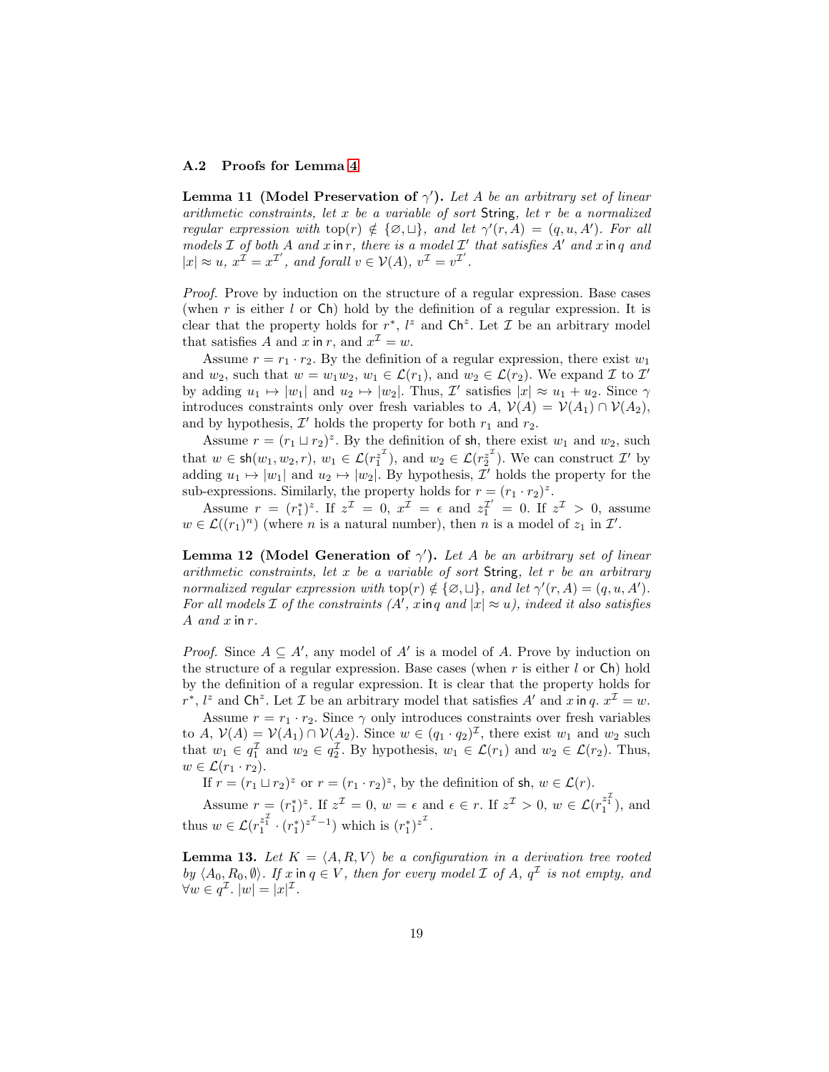### A.2 Proofs for Lemma 4

**Lemma 11 (Model Preservation of $\gamma'$).** *Let $A$ be an arbitrary set of linear arithmetic constraints, let $x$ be a variable of sort* String*, let $r$ be a normalized regular expression with $\text{top}(r) \notin \{\varnothing, \sqcup\}$, and let $\gamma'(r, A) = (q, u, A')$. For all models $\mathcal{I}$ of both $A$ and $x \,\mathsf{in}\, r$, there is a model $\mathcal{I}'$ that satisfies $A'$ and $x \,\mathsf{in}\, q$ and $|x| \approx u$, $x^{\mathcal{I}} = x^{\mathcal{I}'}$, and forall $v \in \mathcal{V}(A)$, $v^{\mathcal{I}} = v^{\mathcal{I}'}$.*

*Proof.* Prove by induction on the structure of a regular expression. Base cases (when $r$ is either $l$ or $\mathsf{Ch}$) hold by the definition of a regular expression. It is clear that the property holds for $r^*$, $l^z$ and $\mathsf{Ch}^z$. Let $\mathcal{I}$ be an arbitrary model that satisfies $A$ and $x \,\mathsf{in}\, r$, and $x^{\mathcal{I}} = w$.

Assume $r = r_1 \cdot r_2$. By the definition of a regular expression, there exist $w_1$ and $w_2$, such that $w = w_1 w_2$, $w_1 \in \mathcal{L}(r_1)$, and $w_2 \in \mathcal{L}(r_2)$. We expand $\mathcal{I}$ to $\mathcal{I}'$ by adding $u_1 \mapsto |w_1|$ and $u_2 \mapsto |w_2|$. Thus, $\mathcal{I}'$ satisfies $|x| \approx u_1 + u_2$. Since $\gamma$ introduces constraints only over fresh variables to $A$, $\mathcal{V}(A) = \mathcal{V}(A_1) \cap \mathcal{V}(A_2)$, and by hypothesis, $\mathcal{I}'$ holds the property for both $r_1$ and $r_2$.

Assume $r = (r_1 \sqcup r_2)^z$. By the definition of $\mathsf{sh}$, there exist $w_1$ and $w_2$, such that $w \in \mathsf{sh}(w_1, w_2, r)$, $w_1 \in \mathcal{L}(r_1^{z_1^{\mathcal{I}}})$, and $w_2 \in \mathcal{L}(r_2^{z_2^{\mathcal{I}}})$. We can construct $\mathcal{I}'$ by adding $u_1 \mapsto |w_1|$ and $u_2 \mapsto |w_2|$. By hypothesis, $\mathcal{I}'$ holds the property for the sub-expressions. Similarly, the property holds for $r = (r_1 \cdot r_2)^z$.

Assume $r = (r_1^*)^z$. If $z^{\mathcal{I}} = 0$, $x^{\mathcal{I}} = \epsilon$ and $z_1^{\mathcal{I}'} = 0$. If $z^{\mathcal{I}} > 0$, assume $w \in \mathcal{L}((r_1)^n)$ (where $n$ is a natural number), then $n$ is a model of $z_1$ in $\mathcal{I}'$.

**Lemma 12 (Model Generation of $\gamma'$).** *Let $A$ be an arbitrary set of linear arithmetic constraints, let $x$ be a variable of sort* String*, let $r$ be an arbitrary normalized regular expression with $\text{top}(r) \notin \{\varnothing, \sqcup\}$, and let $\gamma'(r, A) = (q, u, A')$. For all models $\mathcal{I}$ of the constraints ($A'$, $x \,\mathsf{in}\, q$ and $|x| \approx u$), indeed it also satisfies $A$ and $x \,\mathsf{in}\, r$.*

*Proof.* Since $A \subseteq A'$, any model of $A'$ is a model of $A$. Prove by induction on the structure of a regular expression. Base cases (when $r$ is either $l$ or $\mathsf{Ch}$) hold by the definition of a regular expression. It is clear that the property holds for $r^*$, $l^z$ and $\mathsf{Ch}^z$. Let $\mathcal{I}$ be an arbitrary model that satisfies $A'$ and $x \,\mathsf{in}\, q$. $x^{\mathcal{I}} = w$.

Assume $r = r_1 \cdot r_2$. Since $\gamma$ only introduces constraints over fresh variables to $A$, $\mathcal{V}(A) = \mathcal{V}(A_1) \cap \mathcal{V}(A_2)$. Since $w \in (q_1 \cdot q_2)^{\mathcal{I}}$, there exist $w_1$ and $w_2$ such that $w_1 \in q_1^{\mathcal{I}}$ and $w_2 \in q_2^{\mathcal{I}}$. By hypothesis, $w_1 \in \mathcal{L}(r_1)$ and $w_2 \in \mathcal{L}(r_2)$. Thus, $w \in \mathcal{L}(r_1 \cdot r_2)$.

If $r = (r_1 \sqcup r_2)^z$ or $r = (r_1 \cdot r_2)^z$, by the definition of $\mathsf{sh}$, $w \in \mathcal{L}(r)$.

Assume $r = (r_1^*)^z$. If $z^{\mathcal{I}} = 0$, $w = \epsilon$ and $\epsilon \in r$. If $z^{\mathcal{I}} > 0$, $w \in \mathcal{L}(r_1^{z_1^{\mathcal{I}}})$, and thus $w \in \mathcal{L}(r_1^{z_1^{\mathcal{I}}} \cdot (r_1^*)^{z^{\mathcal{I}}-1})$ which is $(r_1^*)^{z^{\mathcal{I}}}$.

**Lemma 13.** *Let $K = \langle A, R, V \rangle$ be a configuration in a derivation tree rooted by $\langle A_0, R_0, \emptyset \rangle$. If $x \,\mathsf{in}\, q \in V$, then for every model $\mathcal{I}$ of $A$, $q^{\mathcal{I}}$ is not empty, and $\forall w \in q^{\mathcal{I}}.\ |w| = |x|^{\mathcal{I}}$.*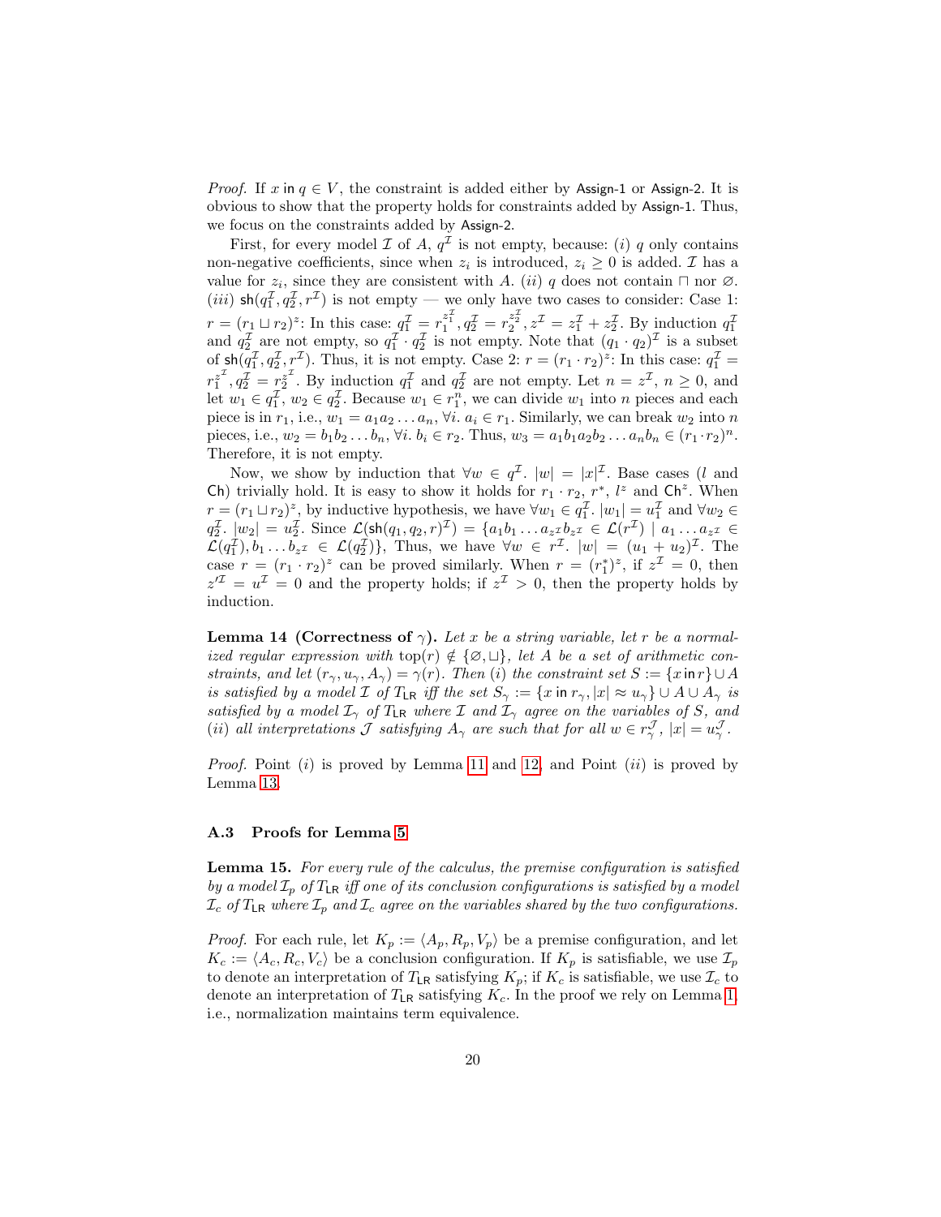*Proof.* If $x \,\mathsf{in}\, q \in V$, the constraint is added either by Assign-1 or Assign-2. It is obvious to show that the property holds for constraints added by Assign-1. Thus, we focus on the constraints added by Assign-2.

First, for every model $\mathcal{I}$ of $A$, $q^{\mathcal{I}}$ is not empty, because: $(i)$ $q$ only contains non-negative coefficients, since when $z_i$ is introduced, $z_i \geq 0$ is added. $\mathcal{I}$ has a value for $z_i$, since they are consistent with $A$. $(ii)$ $q$ does not contain $\sqcap$ nor $\varnothing$. $(iii)$ $\mathsf{sh}(q_1^{\mathcal{I}}, q_2^{\mathcal{I}}, r^{\mathcal{I}})$ is not empty — we only have two cases to consider: Case 1: $r = (r_1 \sqcup r_2)^z$: In this case: $q_1^{\mathcal{I}} = r_1^{z_1^{\mathcal{I}}}, q_2^{\mathcal{I}} = r_2^{z_2^{\mathcal{I}}}, z^{\mathcal{I}} = z_1^{\mathcal{I}} + z_2^{\mathcal{I}}$. By induction $q_1^{\mathcal{I}}$ and $q_2^{\mathcal{I}}$ are not empty, so $q_1^{\mathcal{I}} \cdot q_2^{\mathcal{I}}$ is not empty. Note that $(q_1 \cdot q_2)^{\mathcal{I}}$ is a subset of $\mathsf{sh}(q_1^{\mathcal{I}}, q_2^{\mathcal{I}}, r^{\mathcal{I}})$. Thus, it is not empty. Case 2: $r = (r_1 \cdot r_2)^z$: In this case: $q_1^{\mathcal{I}} = r_1^{z^{\mathcal{I}}}, q_2^{\mathcal{I}} = r_2^{z^{\mathcal{I}}}$. By induction $q_1^{\mathcal{I}}$ and $q_2^{\mathcal{I}}$ are not empty. Let $n = z^{\mathcal{I}}$, $n \geq 0$, and let $w_1 \in q_1^{\mathcal{I}}$, $w_2 \in q_2^{\mathcal{I}}$. Because $w_1 \in r_1^n$, we can divide $w_1$ into $n$ pieces and each piece is in $r_1$, i.e., $w_1 = a_1 a_2 \dots a_n$, $\forall i.\ a_i \in r_1$. Similarly, we can break $w_2$ into $n$ pieces, i.e., $w_2 = b_1 b_2 \dots b_n$, $\forall i.\ b_i \in r_2$. Thus, $w_3 = a_1 b_1 a_2 b_2 \dots a_n b_n \in (r_1 \cdot r_2)^n$. Therefore, it is not empty.

Now, we show by induction that $\forall w \in q^{\mathcal{I}}.\ |w| = |x|^{\mathcal{I}}$. Base cases ($l$ and $\mathsf{Ch}$) trivially hold. It is easy to show it holds for $r_1 \cdot r_2$, $r^*$, $l^z$ and $\mathsf{Ch}^z$. When $r = (r_1 \sqcup r_2)^z$, by inductive hypothesis, we have $\forall w_1 \in q_1^{\mathcal{I}}.\ |w_1| = u_1^{\mathcal{I}}$ and $\forall w_2 \in q_2^{\mathcal{I}}.\ |w_2| = u_2^{\mathcal{I}}$. Since $\mathcal{L}(\mathsf{sh}(q_1, q_2, r)^{\mathcal{I}}) = \{a_1 b_1 \dots a_{z^{\mathcal{I}}} b_{z^{\mathcal{I}}} \in \mathcal{L}(r^{\mathcal{I}}) \mid a_1 \dots a_{z^{\mathcal{I}}} \in \mathcal{L}(q_1^{\mathcal{I}}), b_1 \dots b_{z^{\mathcal{I}}} \in \mathcal{L}(q_2^{\mathcal{I}})\}$, Thus, we have $\forall w \in r^{\mathcal{I}}.\ |w| = (u_1 + u_2)^{\mathcal{I}}$. The case $r = (r_1 \cdot r_2)^z$ can be proved similarly. When $r = (r_1^*)^z$, if $z^{\mathcal{I}} = 0$, then $z'^{\mathcal{I}} = u^{\mathcal{I}} = 0$ and the property holds; if $z^{\mathcal{I}} > 0$, then the property holds by induction.

**Lemma 14 (Correctness of $\gamma$).** *Let $x$ be a string variable, let $r$ be a normalized regular expression with $\mathrm{top}(r) \notin \{\varnothing, \sqcup\}$, let $A$ be a set of arithmetic constraints, and let $(r_\gamma, u_\gamma, A_\gamma) = \gamma(r)$. Then $(i)$ the constraint set $S := \{x \,\mathsf{in}\, r\} \cup A$ is satisfied by a model $\mathcal{I}$ of $T_{\mathsf{LR}}$ iff the set $S_\gamma := \{x \,\mathsf{in}\, r_\gamma, |x| \approx u_\gamma\} \cup A \cup A_\gamma$ is satisfied by a model $\mathcal{I}_\gamma$ of $T_{\mathsf{LR}}$ where $\mathcal{I}$ and $\mathcal{I}_\gamma$ agree on the variables of $S$, and $(ii)$ all interpretations $\mathcal{J}$ satisfying $A_\gamma$ are such that for all $w \in r_\gamma^{\mathcal{J}}$, $|x| = u_\gamma^{\mathcal{J}}$.*

*Proof.* Point $(i)$ is proved by Lemma 11 and 12, and Point $(ii)$ is proved by Lemma 13.

### A.3 Proofs for Lemma 5

**Lemma 15.** *For every rule of the calculus, the premise configuration is satisfied by a model $\mathcal{I}_p$ of $T_{\mathsf{LR}}$ iff one of its conclusion configurations is satisfied by a model $\mathcal{I}_c$ of $T_{\mathsf{LR}}$ where $\mathcal{I}_p$ and $\mathcal{I}_c$ agree on the variables shared by the two configurations.*

*Proof.* For each rule, let $K_p := \langle A_p, R_p, V_p \rangle$ be a premise configuration, and let $K_c := \langle A_c, R_c, V_c \rangle$ be a conclusion configuration. If $K_p$ is satisfiable, we use $\mathcal{I}_p$ to denote an interpretation of $T_{\mathsf{LR}}$ satisfying $K_p$; if $K_c$ is satisfiable, we use $\mathcal{I}_c$ to denote an interpretation of $T_{\mathsf{LR}}$ satisfying $K_c$. In the proof we rely on Lemma 1, i.e., normalization maintains term equivalence.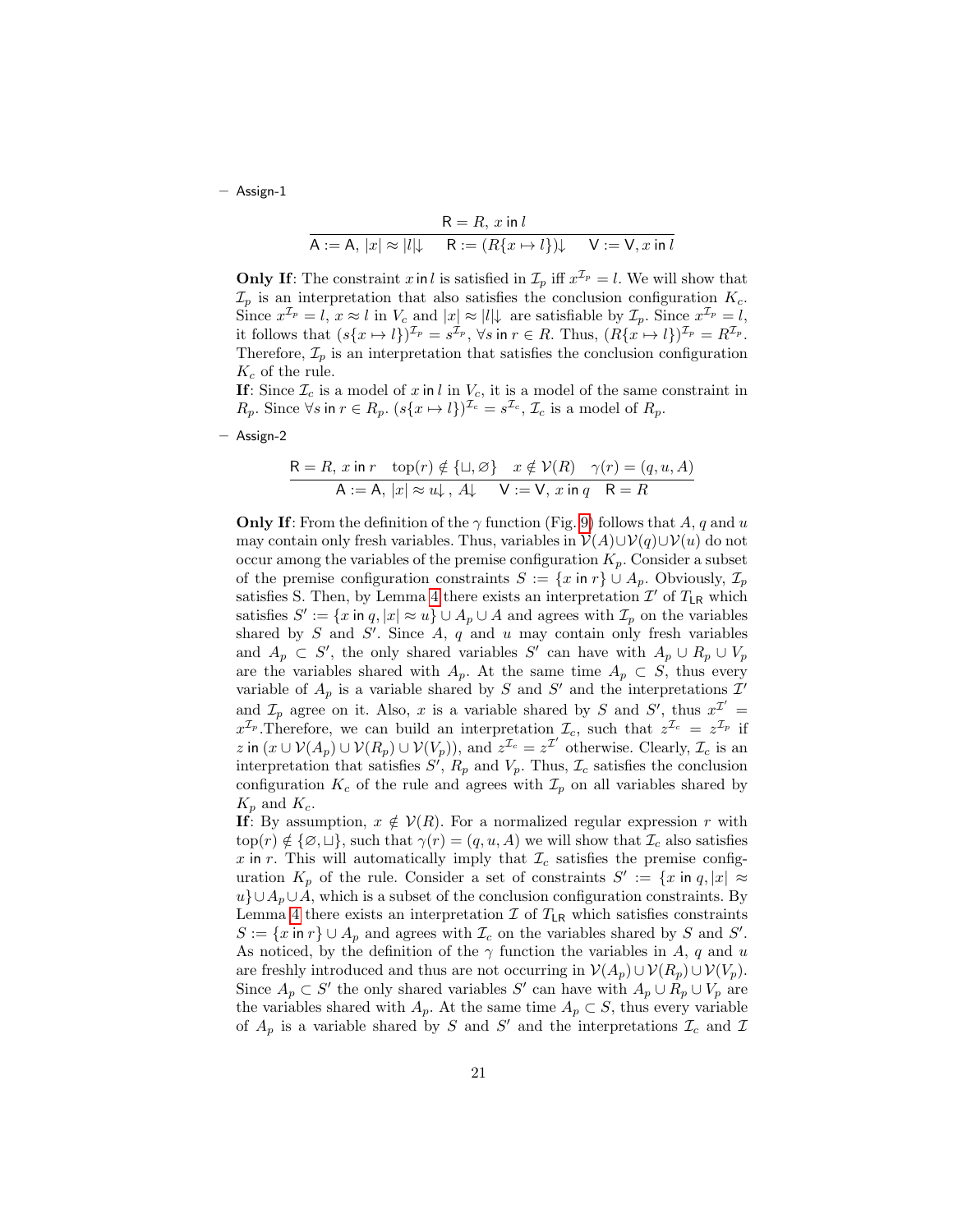– Assign-1

$$\frac{\mathsf{R} = R,\ x \mathsf{\ in\ } l}{\mathsf{A} := \mathsf{A},\ |x| \approx |l|{\downarrow} \quad \mathsf{R} := (R\{x \mapsto l\}){\downarrow} \quad \mathsf{V} := \mathsf{V}, x \mathsf{\ in\ } l}$$

**Only If**: The constraint $x \mathsf{\ in\ } l$ is satisfied in $\mathcal{I}_p$ iff $x^{\mathcal{I}_p} = l$. We will show that $\mathcal{I}_p$ is an interpretation that also satisfies the conclusion configuration $K_c$. Since $x^{\mathcal{I}_p} = l$, $x \approx l$ in $V_c$ and $|x| \approx |l|{\downarrow}$ are satisfiable by $\mathcal{I}_p$. Since $x^{\mathcal{I}_p} = l$, it follows that $(s\{x \mapsto l\})^{\mathcal{I}_p} = s^{\mathcal{I}_p}$, $\forall s \mathsf{\ in\ } r \in R$. Thus, $(R\{x \mapsto l\})^{\mathcal{I}_p} = R^{\mathcal{I}_p}$. Therefore, $\mathcal{I}_p$ is an interpretation that satisfies the conclusion configuration $K_c$ of the rule.

**If**: Since $\mathcal{I}_c$ is a model of $x \mathsf{\ in\ } l$ in $V_c$, it is a model of the same constraint in $R_p$. Since $\forall s \mathsf{\ in\ } r \in R_p$. $(s\{x \mapsto l\})^{\mathcal{I}_c} = s^{\mathcal{I}_c}$, $\mathcal{I}_c$ is a model of $R_p$.

– Assign-2

$$\frac{\mathsf{R} = R,\ x \mathsf{\ in\ } r \quad \mathrm{top}(r) \notin \{\sqcup, \varnothing\} \quad x \notin \mathcal{V}(R) \quad \gamma(r) = (q, u, A)}{\mathsf{A} := \mathsf{A},\ |x| \approx u{\downarrow}\,,\ A{\downarrow} \quad \mathsf{V} := \mathsf{V},\ x \mathsf{\ in\ } q \quad \mathsf{R} = R}$$

**Only If**: From the definition of the $\gamma$ function (Fig. 9) follows that $A$, $q$ and $u$ may contain only fresh variables. Thus, variables in $\mathcal{V}(A) \cup \mathcal{V}(q) \cup \mathcal{V}(u)$ do not occur among the variables of the premise configuration $K_p$. Consider a subset of the premise configuration constraints $S := \{x \mathsf{\ in\ } r\} \cup A_p$. Obviously, $\mathcal{I}_p$ satisfies S. Then, by Lemma 4 there exists an interpretation $\mathcal{I}'$ of $T_{\mathsf{LR}}$ which satisfies $S' := \{x \mathsf{\ in\ } q, |x| \approx u\} \cup A_p \cup A$ and agrees with $\mathcal{I}_p$ on the variables shared by $S$ and $S'$. Since $A$, $q$ and $u$ may contain only fresh variables and $A_p \subset S'$, the only shared variables $S'$ can have with $A_p \cup R_p \cup V_p$ are the variables shared with $A_p$. At the same time $A_p \subset S$, thus every variable of $A_p$ is a variable shared by $S$ and $S'$ and the interpretations $\mathcal{I}'$ and $\mathcal{I}_p$ agree on it. Also, $x$ is a variable shared by $S$ and $S'$, thus $x^{\mathcal{I}'} = x^{\mathcal{I}_p}$.Therefore, we can build an interpretation $\mathcal{I}_c$, such that $z^{\mathcal{I}_c} = z^{\mathcal{I}_p}$ if $z \mathsf{\ in\ } (x \cup \mathcal{V}(A_p) \cup \mathcal{V}(R_p) \cup \mathcal{V}(V_p))$, and $z^{\mathcal{I}_c} = z^{\mathcal{I}'}$ otherwise. Clearly, $\mathcal{I}_c$ is an interpretation that satisfies $S'$, $R_p$ and $V_p$. Thus, $\mathcal{I}_c$ satisfies the conclusion configuration $K_c$ of the rule and agrees with $\mathcal{I}_p$ on all variables shared by $K_p$ and $K_c$.

**If**: By assumption, $x \notin \mathcal{V}(R)$. For a normalized regular expression $r$ with $\mathrm{top}(r) \notin \{\varnothing, \sqcup\}$, such that $\gamma(r) = (q, u, A)$ we will show that $\mathcal{I}_c$ also satisfies $x \mathsf{\ in\ } r$. This will automatically imply that $\mathcal{I}_c$ satisfies the premise configuration $K_p$ of the rule. Consider a set of constraints $S' := \{x \mathsf{\ in\ } q, |x| \approx u\} \cup A_p \cup A$, which is a subset of the conclusion configuration constraints. By Lemma 4 there exists an interpretation $\mathcal{I}$ of $T_{\mathsf{LR}}$ which satisfies constraints $S := \{x \mathsf{\ in\ } r\} \cup A_p$ and agrees with $\mathcal{I}_c$ on the variables shared by $S$ and $S'$. As noticed, by the definition of the $\gamma$ function the variables in $A$, $q$ and $u$ are freshly introduced and thus are not occurring in $\mathcal{V}(A_p) \cup \mathcal{V}(R_p) \cup \mathcal{V}(V_p)$. Since $A_p \subset S'$ the only shared variables $S'$ can have with $A_p \cup R_p \cup V_p$ are the variables shared with $A_p$. At the same time $A_p \subset S$, thus every variable of $A_p$ is a variable shared by $S$ and $S'$ and the interpretations $\mathcal{I}_c$ and $\mathcal{I}$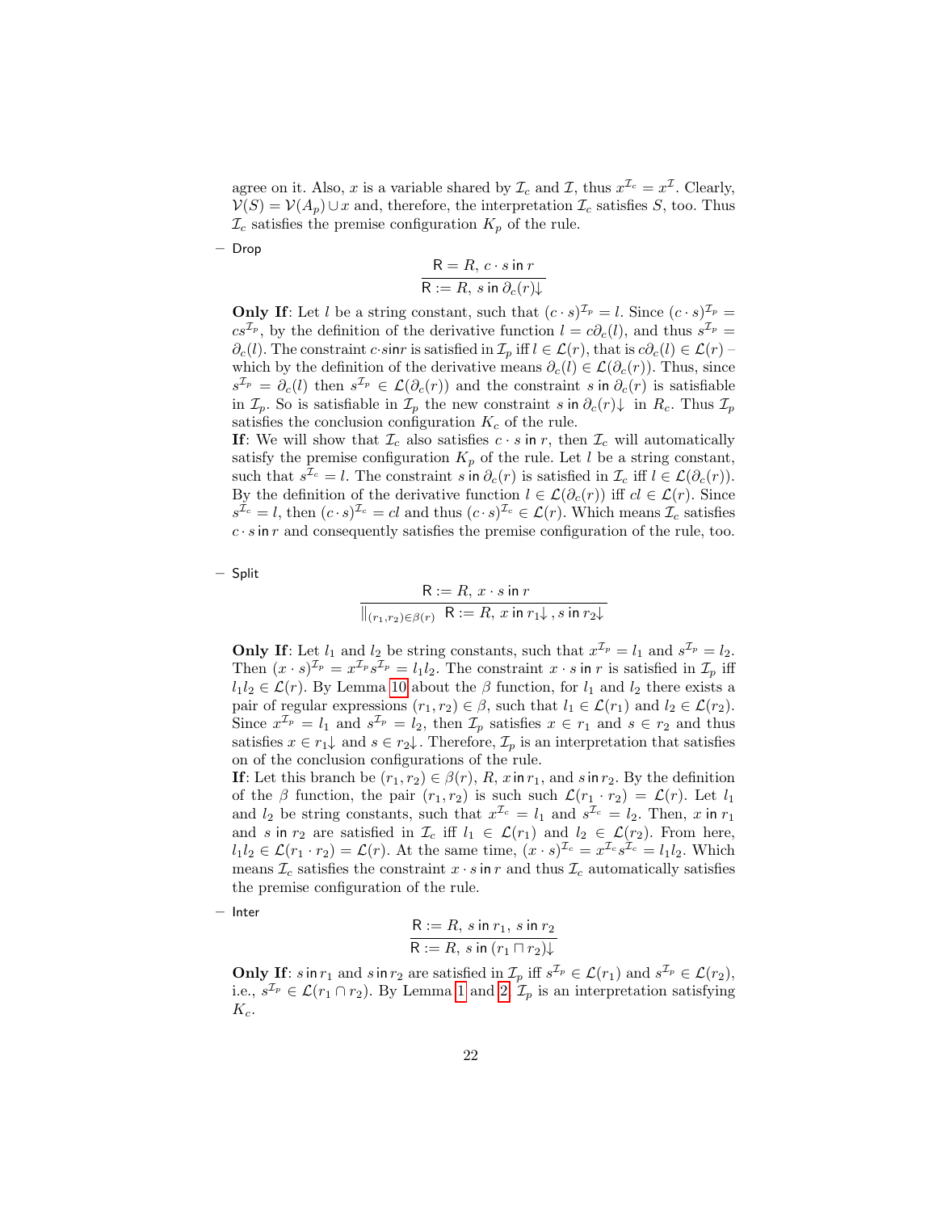agree on it. Also, $x$ is a variable shared by $\mathcal{I}_c$ and $\mathcal{I}$, thus $x^{\mathcal{I}_c} = x^{\mathcal{I}}$. Clearly, $\mathcal{V}(S) = \mathcal{V}(A_p) \cup x$ and, therefore, the interpretation $\mathcal{I}_c$ satisfies $S$, too. Thus $\mathcal{I}_c$ satisfies the premise configuration $K_p$ of the rule.

– Drop

$$\frac{\mathsf{R} = R,\ c \cdot s \ \mathsf{in}\ r}{\mathsf{R} := R,\ s \ \mathsf{in}\ \partial_c(r)\!\downarrow}$$

**Only If**: Let $l$ be a string constant, such that $(c \cdot s)^{\mathcal{I}_p} = l$. Since $(c \cdot s)^{\mathcal{I}_p} = cs^{\mathcal{I}_p}$, by the definition of the derivative function $l = c\partial_c(l)$, and thus $s^{\mathcal{I}_p} = \partial_c(l)$. The constraint $c \cdot s \mathsf{in} r$ is satisfied in $\mathcal{I}_p$ iff $l \in \mathcal{L}(r)$, that is $c\partial_c(l) \in \mathcal{L}(r)$ – which by the definition of the derivative means $\partial_c(l) \in \mathcal{L}(\partial_c(r))$. Thus, since $s^{\mathcal{I}_p} = \partial_c(l)$ then $s^{\mathcal{I}_p} \in \mathcal{L}(\partial_c(r))$ and the constraint $s \ \mathsf{in}\ \partial_c(r)$ is satisfiable in $\mathcal{I}_p$. So is satisfiable in $\mathcal{I}_p$ the new constraint $s \ \mathsf{in}\ \partial_c(r)\!\downarrow$ in $R_c$. Thus $\mathcal{I}_p$ satisfies the conclusion configuration $K_c$ of the rule.

**If**: We will show that $\mathcal{I}_c$ also satisfies $c \cdot s \ \mathsf{in}\ r$, then $\mathcal{I}_c$ will automatically satisfy the premise configuration $K_p$ of the rule. Let $l$ be a string constant, such that $s^{\mathcal{I}_c} = l$. The constraint $s \ \mathsf{in}\ \partial_c(r)$ is satisfied in $\mathcal{I}_c$ iff $l \in \mathcal{L}(\partial_c(r))$. By the definition of the derivative function $l \in \mathcal{L}(\partial_c(r))$ iff $cl \in \mathcal{L}(r)$. Since $s^{\mathcal{I}_c} = l$, then $(c \cdot s)^{\mathcal{I}_c} = cl$ and thus $(c \cdot s)^{\mathcal{I}_c} \in \mathcal{L}(r)$. Which means $\mathcal{I}_c$ satisfies $c \cdot s \ \mathsf{in}\ r$ and consequently satisfies the premise configuration of the rule, too.

– Split

$$\frac{\mathsf{R} := R,\ x \cdot s \ \mathsf{in}\ r}{\|_{(r_1,r_2)\in\beta(r)}\ \mathsf{R} := R,\ x \ \mathsf{in}\ r_1\!\downarrow,\ s \ \mathsf{in}\ r_2\!\downarrow}$$

**Only If**: Let $l_1$ and $l_2$ be string constants, such that $x^{\mathcal{I}_p} = l_1$ and $s^{\mathcal{I}_p} = l_2$. Then $(x \cdot s)^{\mathcal{I}_p} = x^{\mathcal{I}_p} s^{\mathcal{I}_p} = l_1 l_2$. The constraint $x \cdot s \ \mathsf{in}\ r$ is satisfied in $\mathcal{I}_p$ iff $l_1 l_2 \in \mathcal{L}(r)$. By Lemma 10 about the $\beta$ function, for $l_1$ and $l_2$ there exists a pair of regular expressions $(r_1, r_2) \in \beta$, such that $l_1 \in \mathcal{L}(r_1)$ and $l_2 \in \mathcal{L}(r_2)$. Since $x^{\mathcal{I}_p} = l_1$ and $s^{\mathcal{I}_p} = l_2$, then $\mathcal{I}_p$ satisfies $x \in r_1$ and $s \in r_2$ and thus satisfies $x \in r_1\!\downarrow$ and $s \in r_2\!\downarrow$. Therefore, $\mathcal{I}_p$ is an interpretation that satisfies on of the conclusion configurations of the rule.

**If**: Let this branch be $(r_1, r_2) \in \beta(r)$, $R$, $x \ \mathsf{in}\ r_1$, and $s \ \mathsf{in}\ r_2$. By the definition of the $\beta$ function, the pair $(r_1, r_2)$ is such such $\mathcal{L}(r_1 \cdot r_2) = \mathcal{L}(r)$. Let $l_1$ and $l_2$ be string constants, such that $x^{\mathcal{I}_c} = l_1$ and $s^{\mathcal{I}_c} = l_2$. Then, $x \ \mathsf{in}\ r_1$ and $s \ \mathsf{in}\ r_2$ are satisfied in $\mathcal{I}_c$ iff $l_1 \in \mathcal{L}(r_1)$ and $l_2 \in \mathcal{L}(r_2)$. From here, $l_1 l_2 \in \mathcal{L}(r_1 \cdot r_2) = \mathcal{L}(r)$. At the same time, $(x \cdot s)^{\mathcal{I}_c} = x^{\mathcal{I}_c} s^{\mathcal{I}_c} = l_1 l_2$. Which means $\mathcal{I}_c$ satisfies the constraint $x \cdot s \ \mathsf{in}\ r$ and thus $\mathcal{I}_c$ automatically satisfies the premise configuration of the rule.

– Inter

$$\frac{\mathsf{R} := R,\ s \ \mathsf{in}\ r_1,\ s \ \mathsf{in}\ r_2}{\mathsf{R} := R,\ s \ \mathsf{in}\ (r_1 \sqcap r_2)\!\downarrow}$$

**Only If**: $s \ \mathsf{in}\ r_1$ and $s \ \mathsf{in}\ r_2$ are satisfied in $\mathcal{I}_p$ iff $s^{\mathcal{I}_p} \in \mathcal{L}(r_1)$ and $s^{\mathcal{I}_p} \in \mathcal{L}(r_2)$, i.e., $s^{\mathcal{I}_p} \in \mathcal{L}(r_1 \cap r_2)$. By Lemma 1 and 2, $\mathcal{I}_p$ is an interpretation satisfying $K_c$.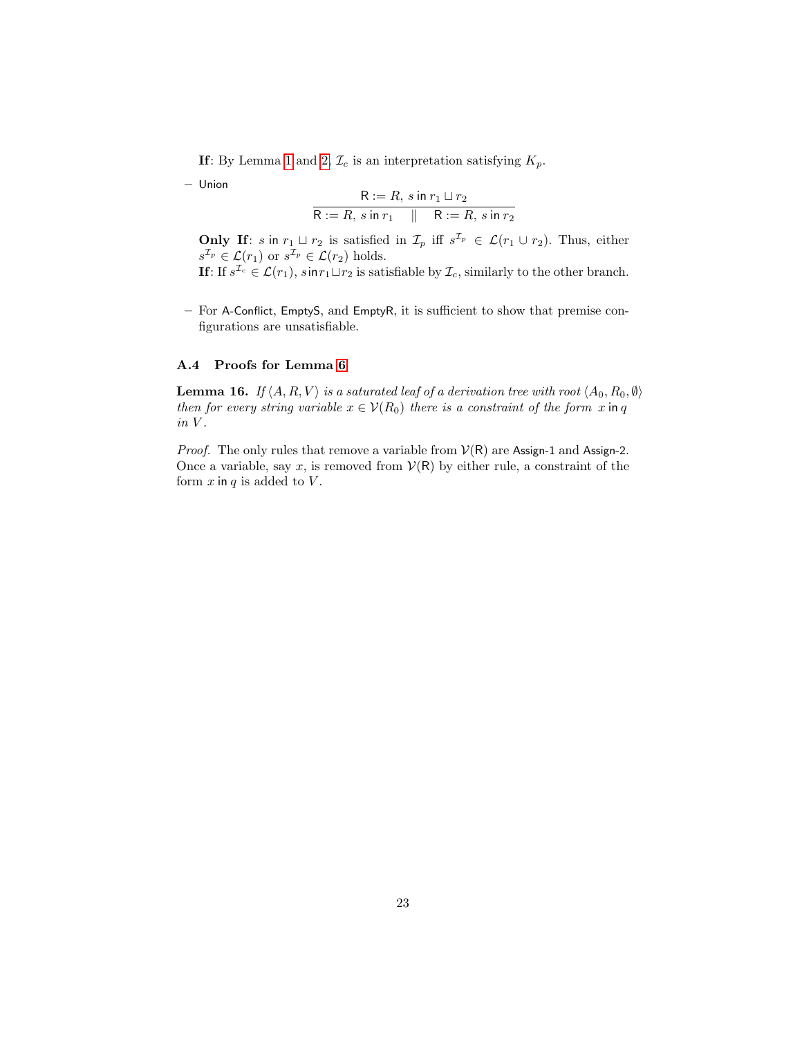**If**: By Lemma 1 and 2, $\mathcal{I}_c$ is an interpretation satisfying $K_p$.

– Union

$$\frac{\mathsf{R} := R,\ s \ \mathsf{in}\ r_1 \sqcup r_2}{\mathsf{R} := R,\ s \ \mathsf{in}\ r_1 \quad \| \quad \mathsf{R} := R,\ s \ \mathsf{in}\ r_2}$$

**Only If**: $s$ in $r_1 \sqcup r_2$ is satisfied in $\mathcal{I}_p$ iff $s^{\mathcal{I}_p} \in \mathcal{L}(r_1 \cup r_2)$. Thus, either $s^{\mathcal{I}_p} \in \mathcal{L}(r_1)$ or $s^{\mathcal{I}_p} \in \mathcal{L}(r_2)$ holds.

**If**: If $s^{\mathcal{I}_c} \in \mathcal{L}(r_1)$, $s \ \mathsf{in}\ r_1 \sqcup r_2$ is satisfiable by $\mathcal{I}_c$, similarly to the other branch.

– For A-Conflict, EmptyS, and EmptyR, it is sufficient to show that premise configurations are unsatisfiable.

### A.4 Proofs for Lemma 6

**Lemma 16.** *If $\langle A, R, V\rangle$ is a saturated leaf of a derivation tree with root $\langle A_0, R_0, \emptyset\rangle$ then for every string variable $x \in \mathcal{V}(R_0)$ there is a constraint of the form $x$ in $q$ in $V$.*

*Proof.* The only rules that remove a variable from $\mathcal{V}(\mathsf{R})$ are Assign-1 and Assign-2. Once a variable, say $x$, is removed from $\mathcal{V}(\mathsf{R})$ by either rule, a constraint of the form $x$ in $q$ is added to $V$.